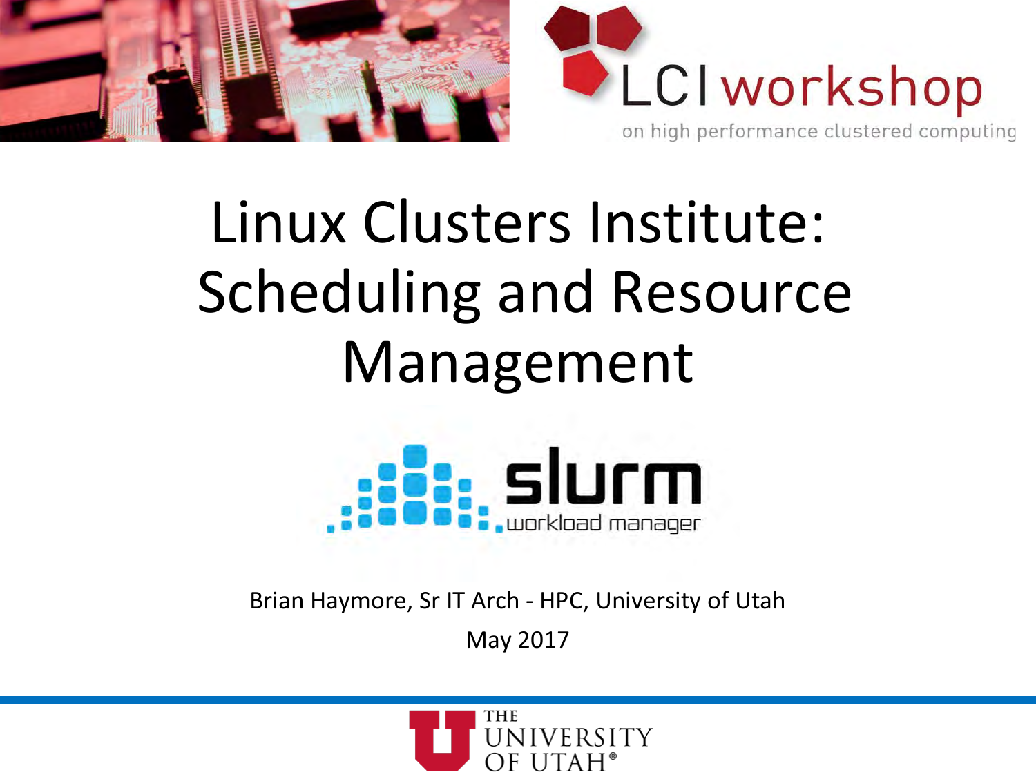LCI workshop

on high performance clustered computing

# Linux Clusters Institute: Scheduling and Resource Management

slurm

workload manager

Brian Haymore, Sr IT Arch - HPC, University of Utah

May 2017

THE UNIVERSITY OF UTAH®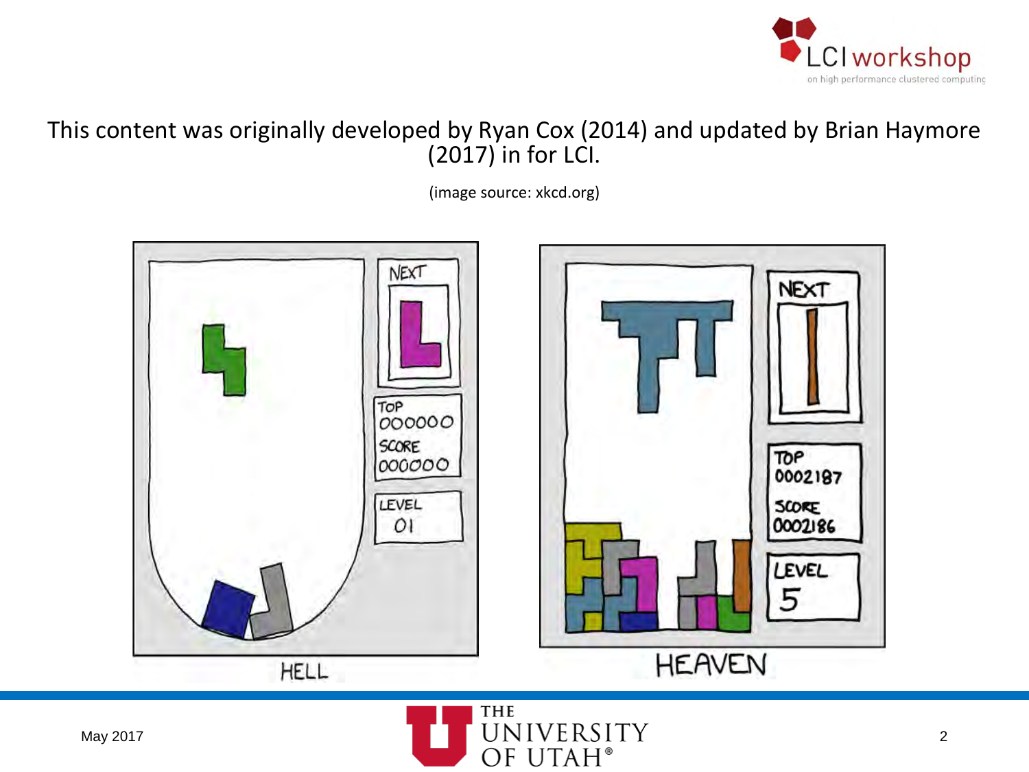This content was originally developed by Ryan Cox (2014) and updated by Brian Haymore (2017) in for LCI.

(image source: xkcd.org)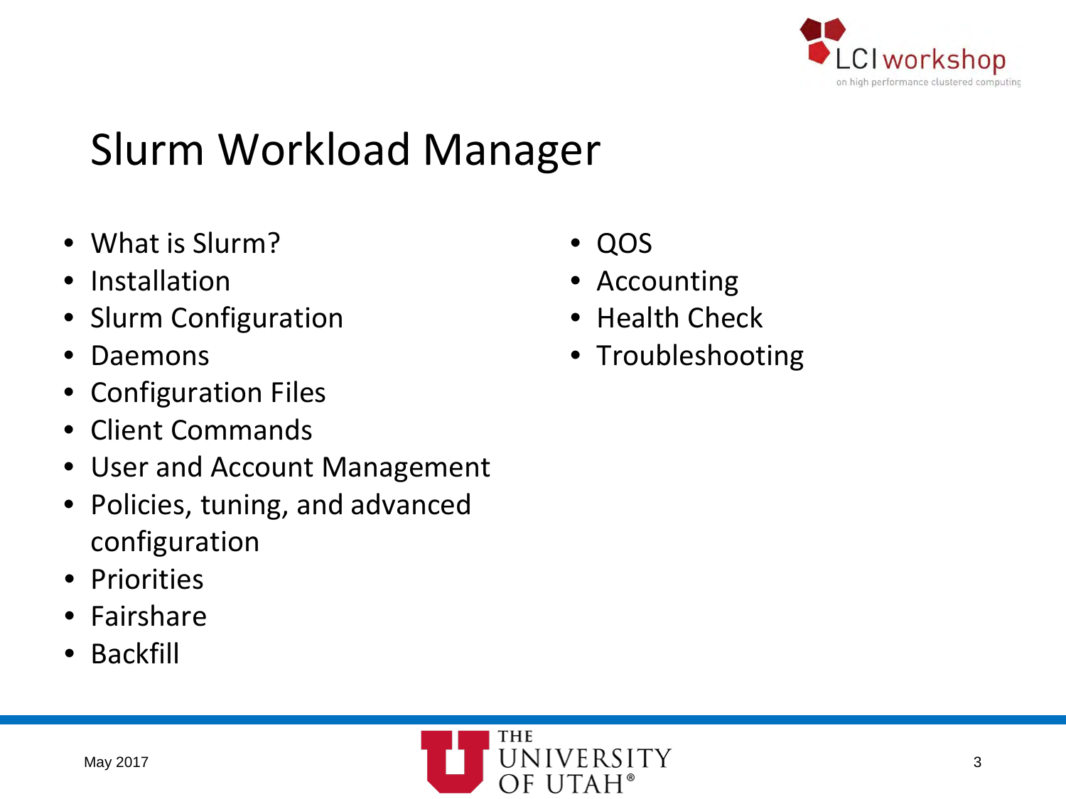# Slurm Workload Manager

- What is Slurm?
- Installation
- Slurm Configuration
- Daemons
- Configuration Files
- Client Commands
- User and Account Management
- Policies, tuning, and advanced configuration
- Priorities
- Fairshare
- Backfill
- QOS
- Accounting
- Health Check
- Troubleshooting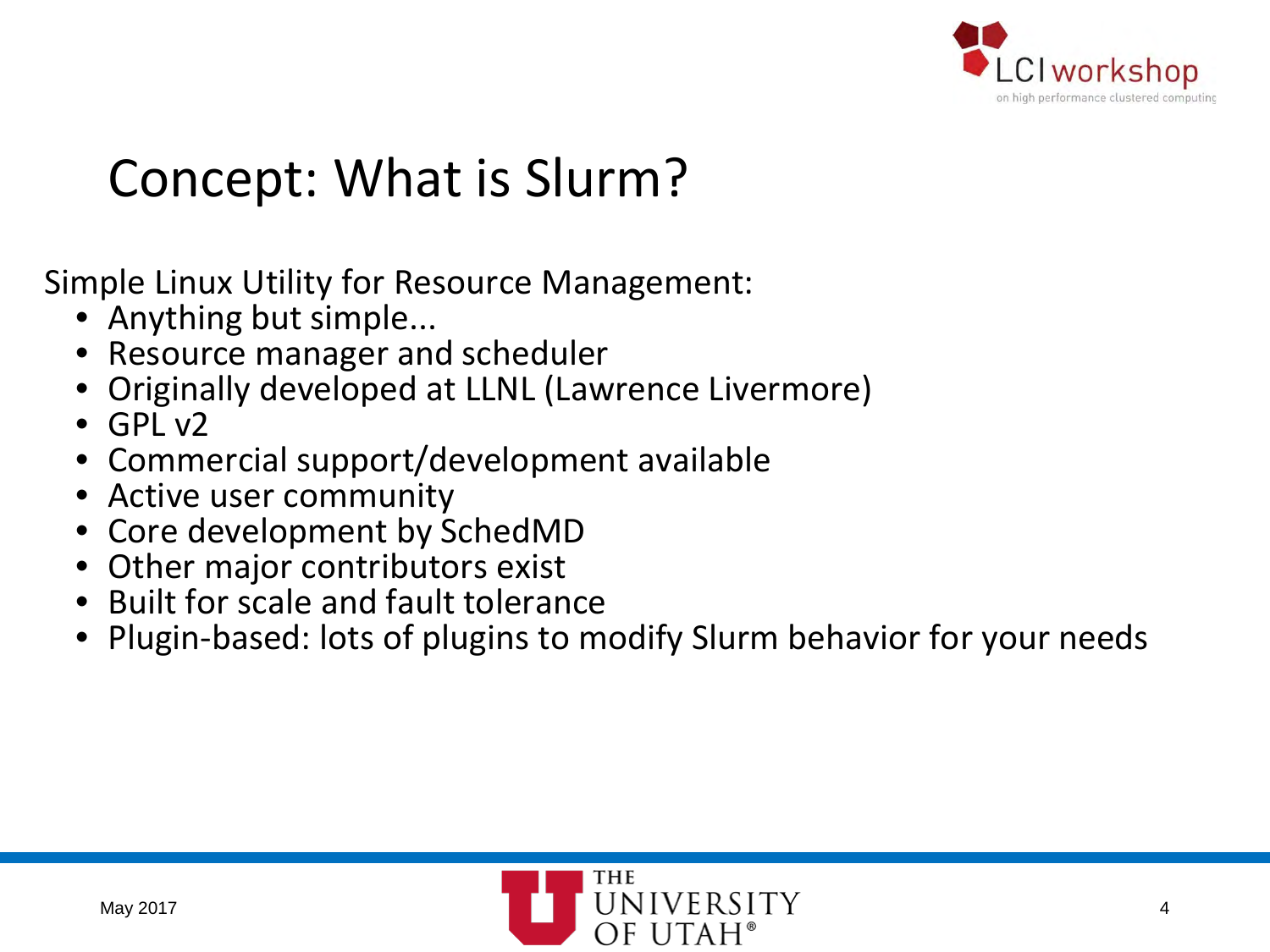# Concept: What is Slurm?

Simple Linux Utility for Resource Management:

- Anything but simple...
- Resource manager and scheduler
- Originally developed at LLNL (Lawrence Livermore)
- GPL v2
- Commercial support/development available
- Active user community
- Core development by SchedMD
- Other major contributors exist
- Built for scale and fault tolerance
- Plugin-based: lots of plugins to modify Slurm behavior for your needs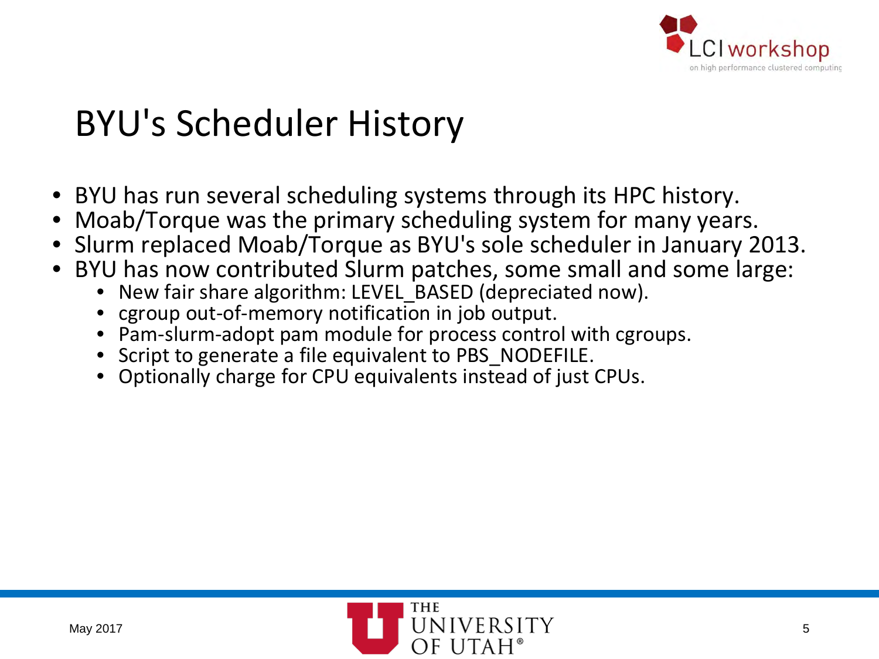# BYU's Scheduler History

- BYU has run several scheduling systems through its HPC history.
- Moab/Torque was the primary scheduling system for many years.
- Slurm replaced Moab/Torque as BYU's sole scheduler in January 2013.
- BYU has now contributed Slurm patches, some small and some large:
  - New fair share algorithm: LEVEL_BASED (depreciated now).
  - cgroup out-of-memory notification in job output.
  - Pam-slurm-adopt pam module for process control with cgroups.
  - Script to generate a file equivalent to PBS_NODEFILE.
  - Optionally charge for CPU equivalents instead of just CPUs.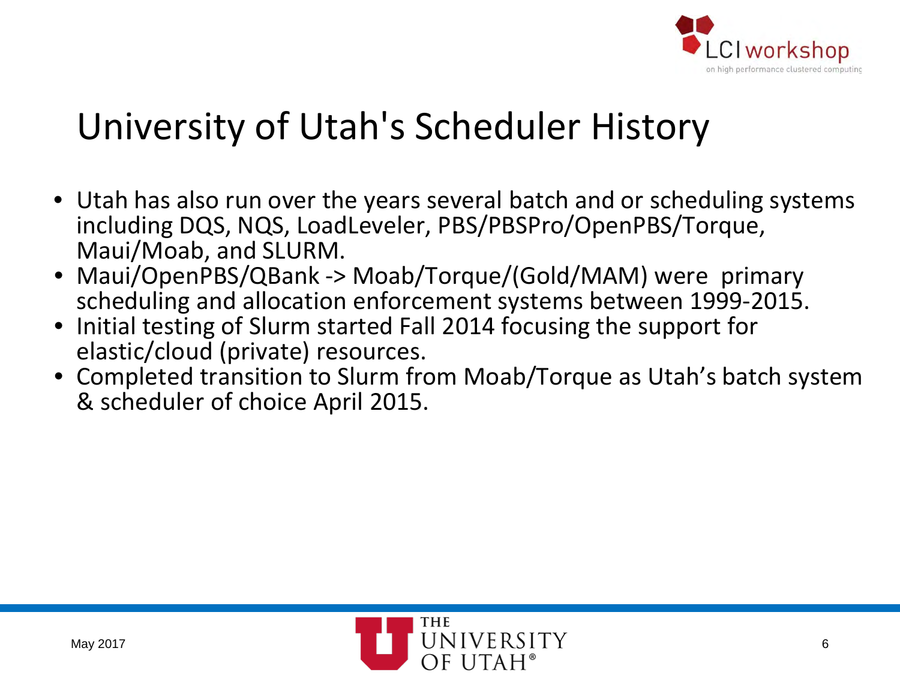# University of Utah's Scheduler History

- Utah has also run over the years several batch and or scheduling systems including DQS, NQS, LoadLeveler, PBS/PBSPro/OpenPBS/Torque, Maui/Moab, and SLURM.
- Maui/OpenPBS/QBank -> Moab/Torque/(Gold/MAM) were primary scheduling and allocation enforcement systems between 1999-2015.
- Initial testing of Slurm started Fall 2014 focusing the support for elastic/cloud (private) resources.
- Completed transition to Slurm from Moab/Torque as Utah's batch system & scheduler of choice April 2015.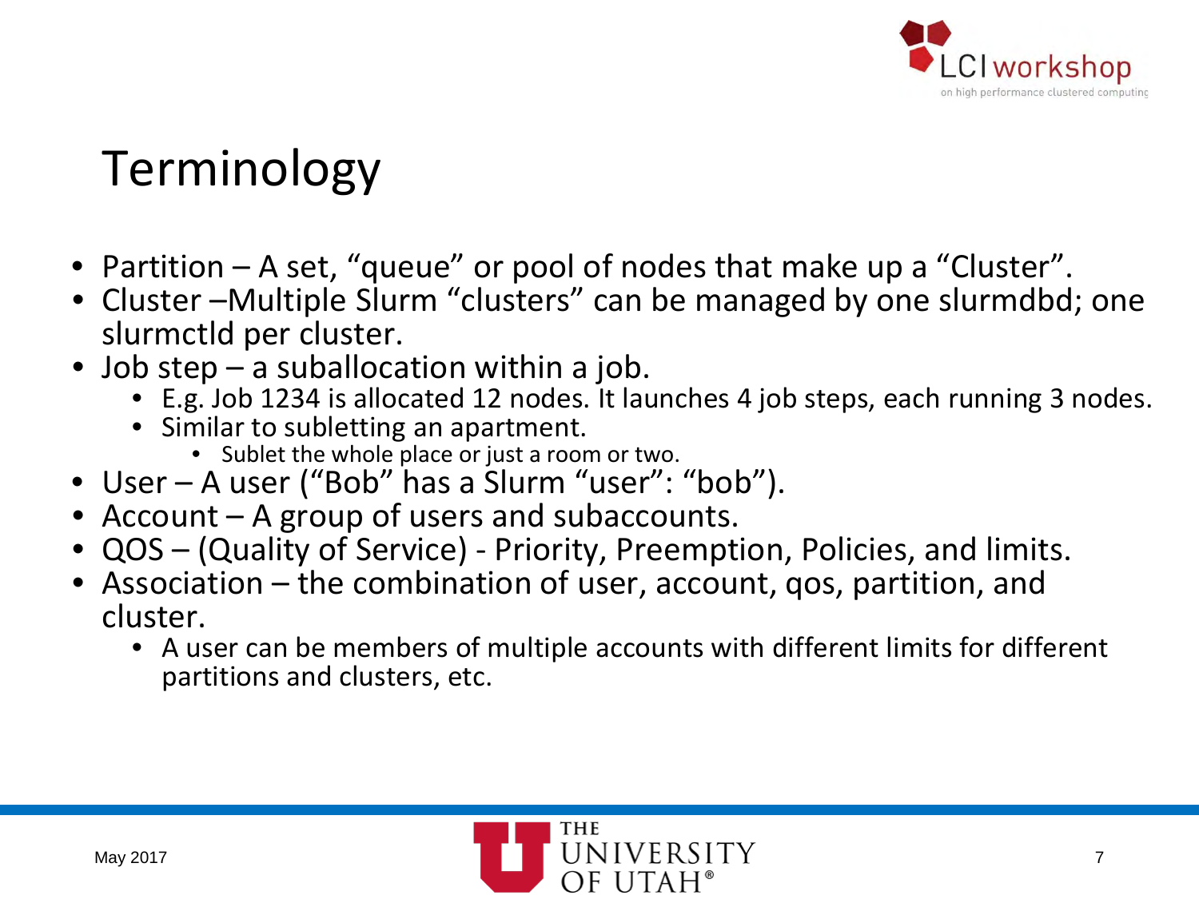# Terminology

- Partition – A set, “queue” or pool of nodes that make up a “Cluster”.
- Cluster –Multiple Slurm “clusters” can be managed by one slurmdbd; one slurmctld per cluster.
- Job step – a suballocation within a job.
  - E.g. Job 1234 is allocated 12 nodes. It launches 4 job steps, each running 3 nodes.
  - Similar to subletting an apartment.
    - Sublet the whole place or just a room or two.
- User – A user (“Bob” has a Slurm “user”: “bob”).
- Account – A group of users and subaccounts.
- QOS – (Quality of Service) - Priority, Preemption, Policies, and limits.
- Association – the combination of user, account, qos, partition, and cluster.
  - A user can be members of multiple accounts with different limits for different partitions and clusters, etc.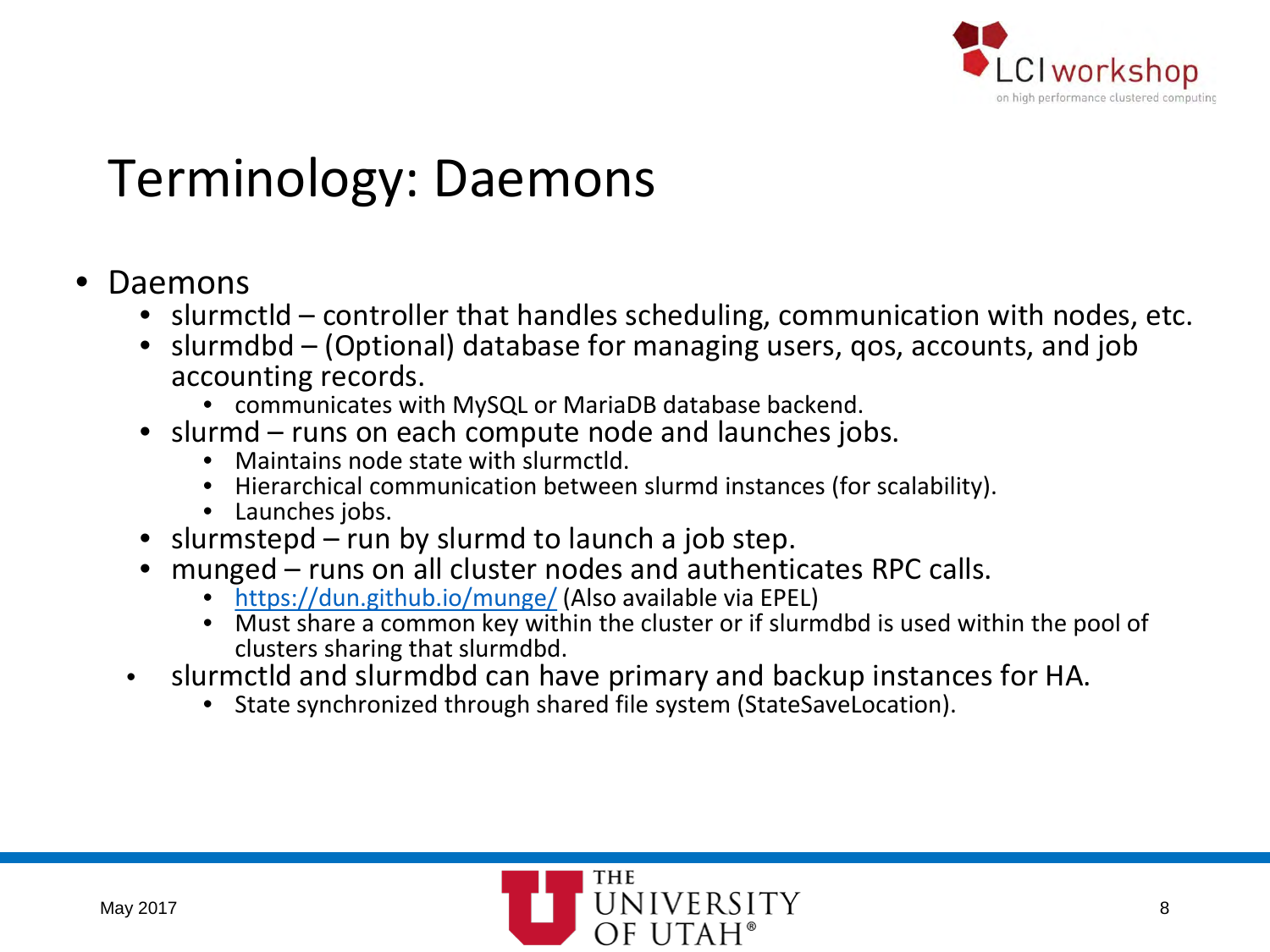# Terminology: Daemons

- Daemons
  - slurmctld – controller that handles scheduling, communication with nodes, etc.
  - slurmdbd – (Optional) database for managing users, qos, accounts, and job accounting records.
    - communicates with MySQL or MariaDB database backend.
  - slurmd – runs on each compute node and launches jobs.
    - Maintains node state with slurmctld.
    - Hierarchical communication between slurmd instances (for scalability).
    - Launches jobs.
  - slurmstepd – run by slurmd to launch a job step.
  - munged – runs on all cluster nodes and authenticates RPC calls.
    - [https://dun.github.io/munge/](https://dun.github.io/munge/) (Also available via EPEL)
    - Must share a common key within the cluster or if slurmdbd is used within the pool of clusters sharing that slurmdbd.
  - slurmctld and slurmdbd can have primary and backup instances for HA.
    - State synchronized through shared file system (StateSaveLocation).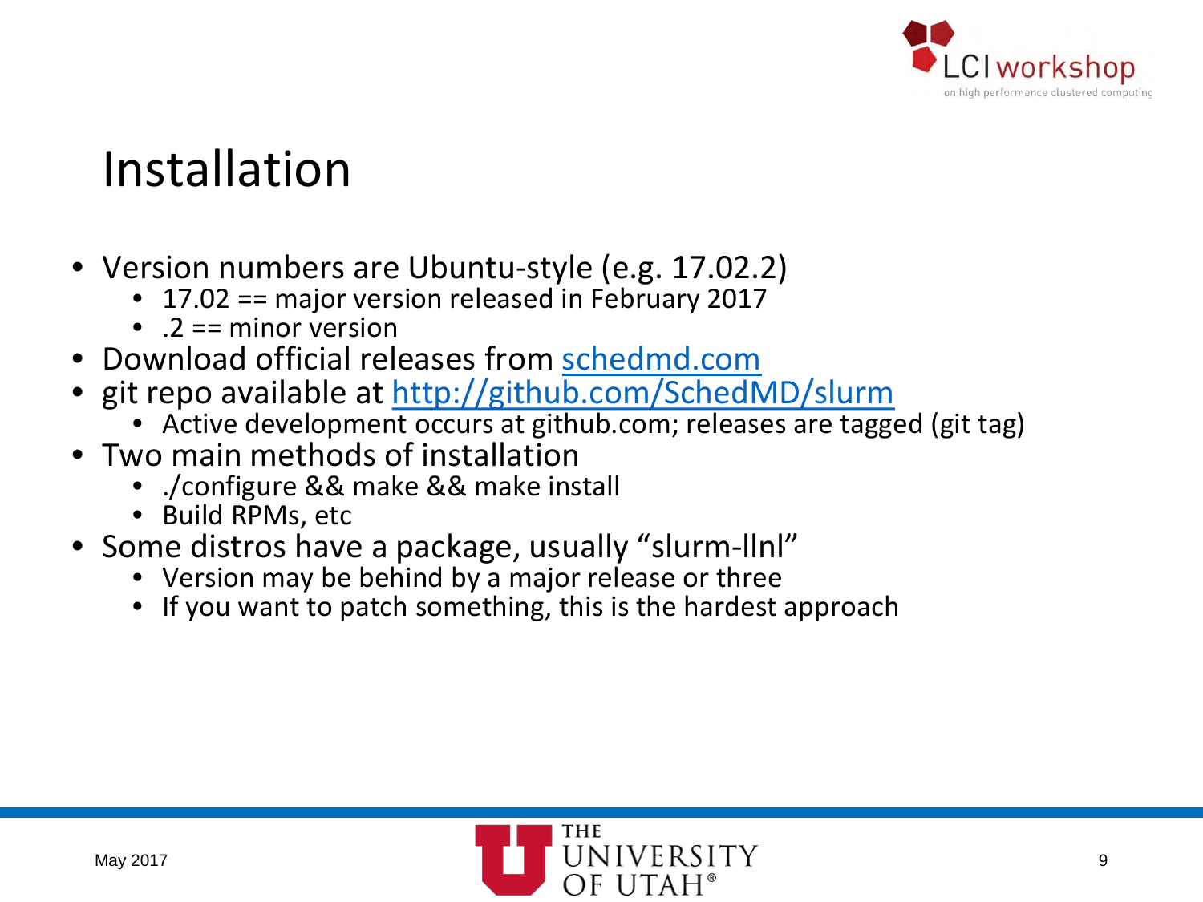# Installation

- Version numbers are Ubuntu-style (e.g. 17.02.2)
  - 17.02 == major version released in February 2017
  - .2 == minor version
- Download official releases from [schedmd.com](schedmd.com)
- git repo available at [http://github.com/SchedMD/slurm](http://github.com/SchedMD/slurm)
  - Active development occurs at github.com; releases are tagged (git tag)
- Two main methods of installation
  - ./configure && make && make install
  - Build RPMs, etc
- Some distros have a package, usually “slurm-llnl”
  - Version may be behind by a major release or three
  - If you want to patch something, this is the hardest approach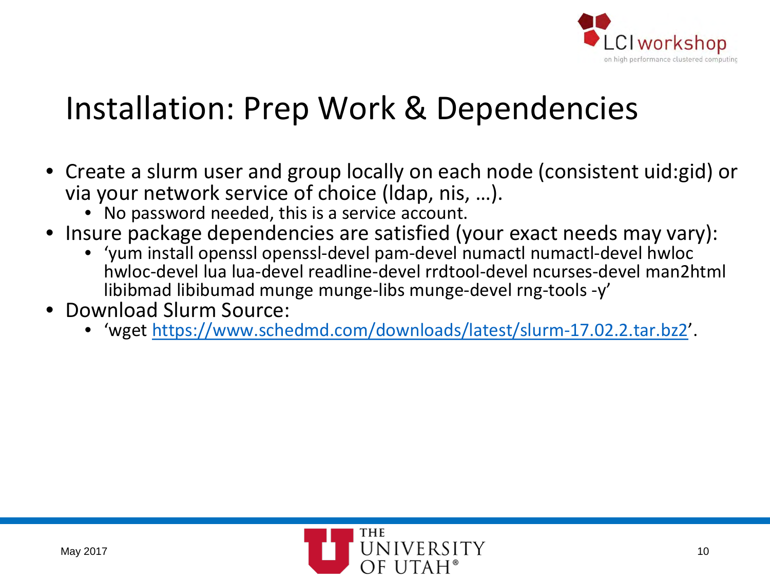# Installation: Prep Work & Dependencies

- Create a slurm user and group locally on each node (consistent uid:gid) or via your network service of choice (ldap, nis, …).
  - No password needed, this is a service account.
- Insure package dependencies are satisfied (your exact needs may vary):
  - 'yum install openssl openssl-devel pam-devel numactl numactl-devel hwloc hwloc-devel lua lua-devel readline-devel rrdtool-devel ncurses-devel man2html libibmad libibumad munge munge-libs munge-devel rng-tools -y'
- Download Slurm Source:
  - 'wget https://www.schedmd.com/downloads/latest/slurm-17.02.2.tar.bz2'.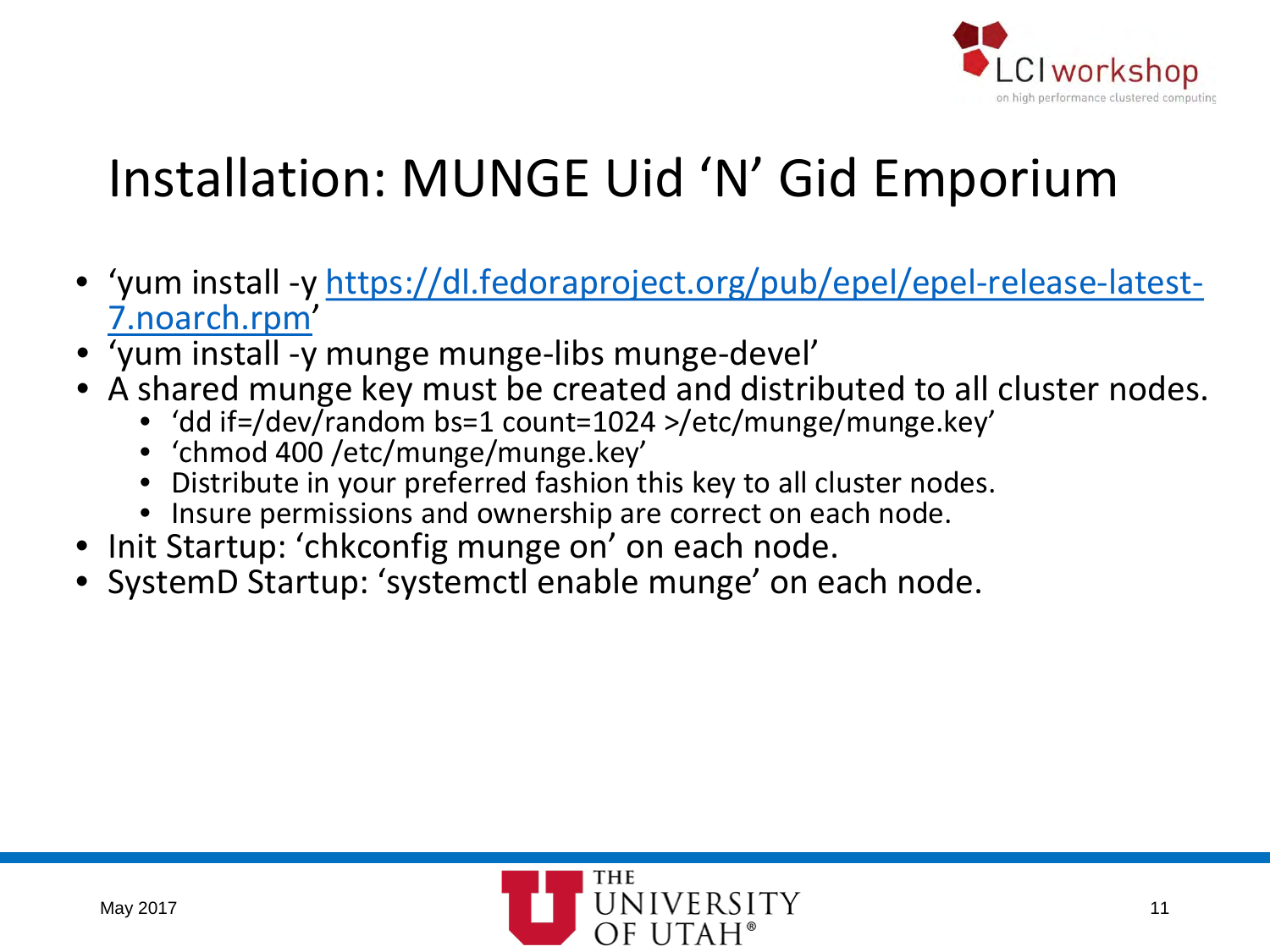# Installation: MUNGE Uid 'N' Gid Emporium

- 'yum install -y https://dl.fedoraproject.org/pub/epel/epel-release-latest-7.noarch.rpm'
- 'yum install -y munge munge-libs munge-devel'
- A shared munge key must be created and distributed to all cluster nodes.
  - 'dd if=/dev/random bs=1 count=1024 >/etc/munge/munge.key'
  - 'chmod 400 /etc/munge/munge.key'
  - Distribute in your preferred fashion this key to all cluster nodes.
  - Insure permissions and ownership are correct on each node.
- Init Startup: 'chkconfig munge on' on each node.
- SystemD Startup: 'systemctl enable munge' on each node.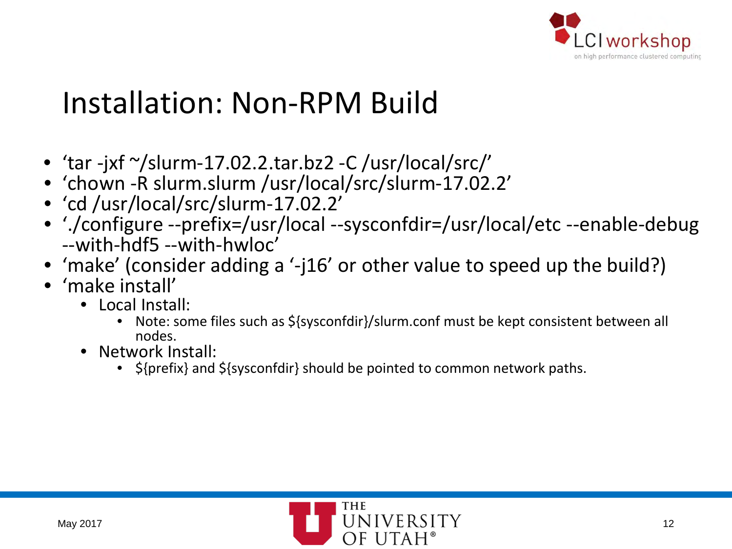# Installation: Non-RPM Build

- ‘tar -jxf ~/slurm-17.02.2.tar.bz2 -C /usr/local/src/’
- ‘chown -R slurm.slurm /usr/local/src/slurm-17.02.2’
- ‘cd /usr/local/src/slurm-17.02.2’
- ‘./configure --prefix=/usr/local --sysconfdir=/usr/local/etc --enable-debug --with-hdf5 --with-hwloc’
- ‘make’ (consider adding a ‘-j16’ or other value to speed up the build?)
- ‘make install’
  - Local Install:
    - Note: some files such as ${sysconfdir}/slurm.conf must be kept consistent between all nodes.
  - Network Install:
    - ${prefix} and ${sysconfdir} should be pointed to common network paths.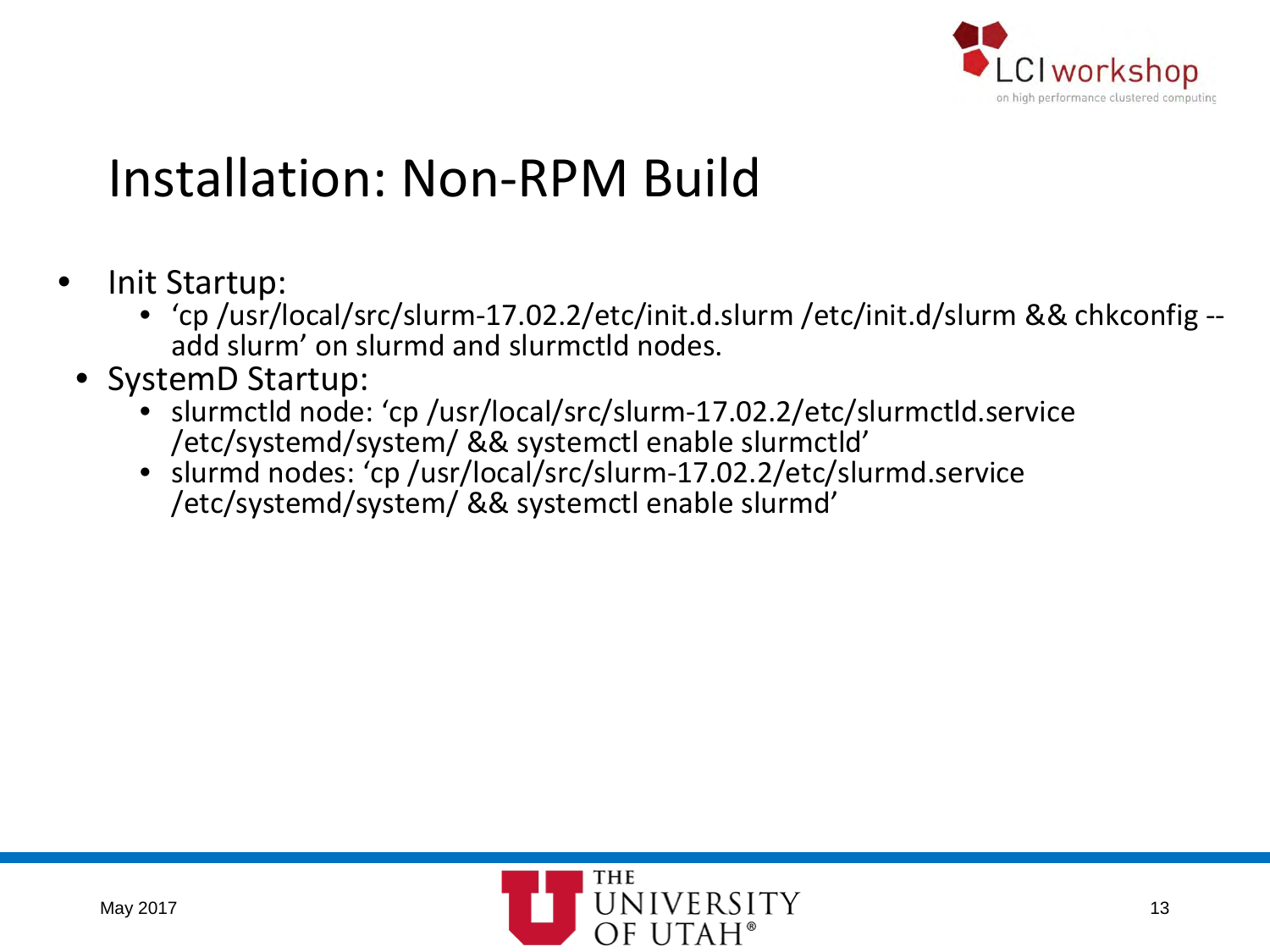# Installation: Non-RPM Build

- Init Startup:
  - 'cp /usr/local/src/slurm-17.02.2/etc/init.d.slurm /etc/init.d/slurm && chkconfig --add slurm' on slurmd and slurmctld nodes.
- SystemD Startup:
  - slurmctld node: 'cp /usr/local/src/slurm-17.02.2/etc/slurmctld.service /etc/systemd/system/ && systemctl enable slurmctld'
  - slurmd nodes: 'cp /usr/local/src/slurm-17.02.2/etc/slurmd.service /etc/systemd/system/ && systemctl enable slurmd'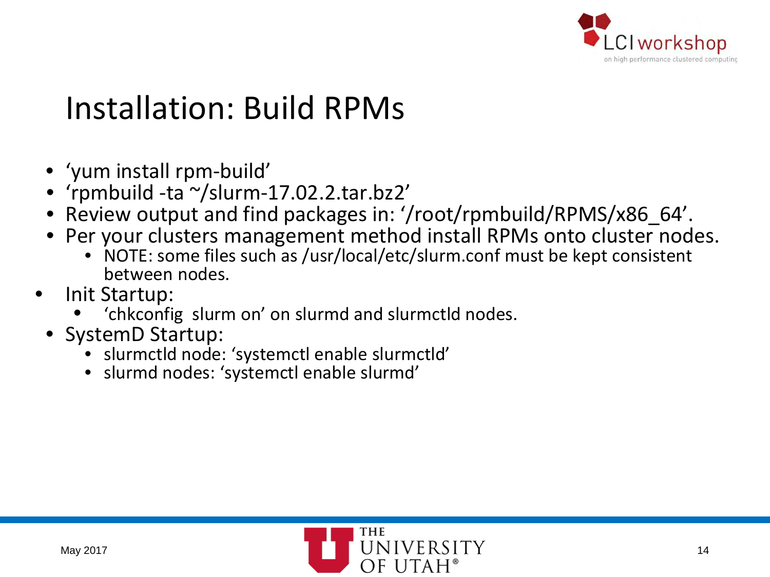# Installation: Build RPMs

- 'yum install rpm-build'
- 'rpmbuild -ta ~/slurm-17.02.2.tar.bz2'
- Review output and find packages in: '/root/rpmbuild/RPMS/x86_64'.
- Per your clusters management method install RPMs onto cluster nodes.
  - NOTE: some files such as /usr/local/etc/slurm.conf must be kept consistent between nodes.
- Init Startup:
  - 'chkconfig slurm on' on slurmd and slurmctld nodes.
- SystemD Startup:
  - slurmctld node: 'systemctl enable slurmctld'
  - slurmd nodes: 'systemctl enable slurmd'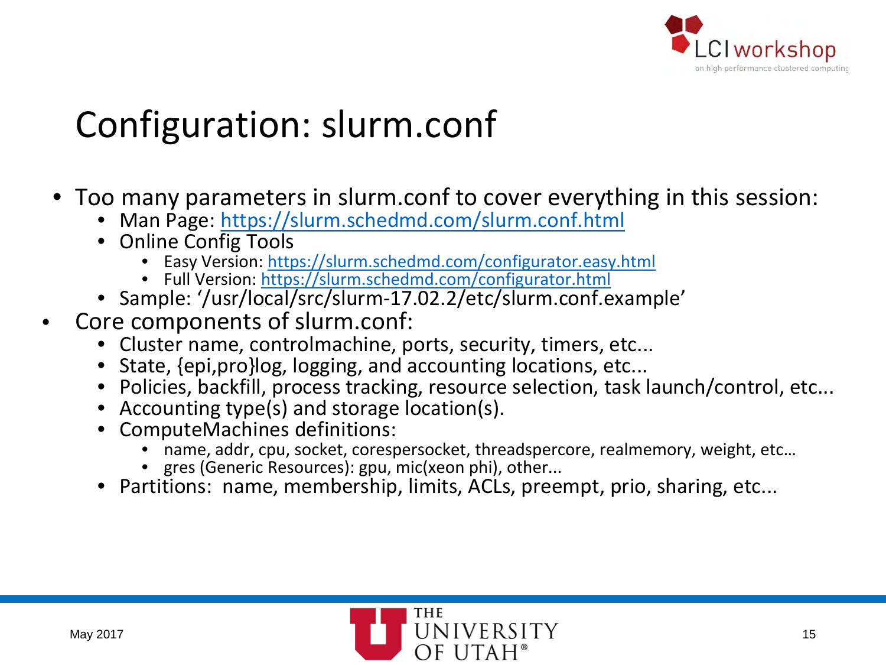# Configuration: slurm.conf

- Too many parameters in slurm.conf to cover everything in this session:
  - Man Page: https://slurm.schedmd.com/slurm.conf.html
  - Online Config Tools
    - Easy Version: https://slurm.schedmd.com/configurator.easy.html
    - Full Version: https://slurm.schedmd.com/configurator.html
  - Sample: '/usr/local/src/slurm-17.02.2/etc/slurm.conf.example'
- Core components of slurm.conf:
  - Cluster name, controlmachine, ports, security, timers, etc...
  - State, {epi,pro}log, logging, and accounting locations, etc...
  - Policies, backfill, process tracking, resource selection, task launch/control, etc...
  - Accounting type(s) and storage location(s).
  - ComputeMachines definitions:
    - name, addr, cpu, socket, corespersocket, threadspercore, realmemory, weight, etc…
    - gres (Generic Resources): gpu, mic(xeon phi), other...
  - Partitions: name, membership, limits, ACLs, preempt, prio, sharing, etc...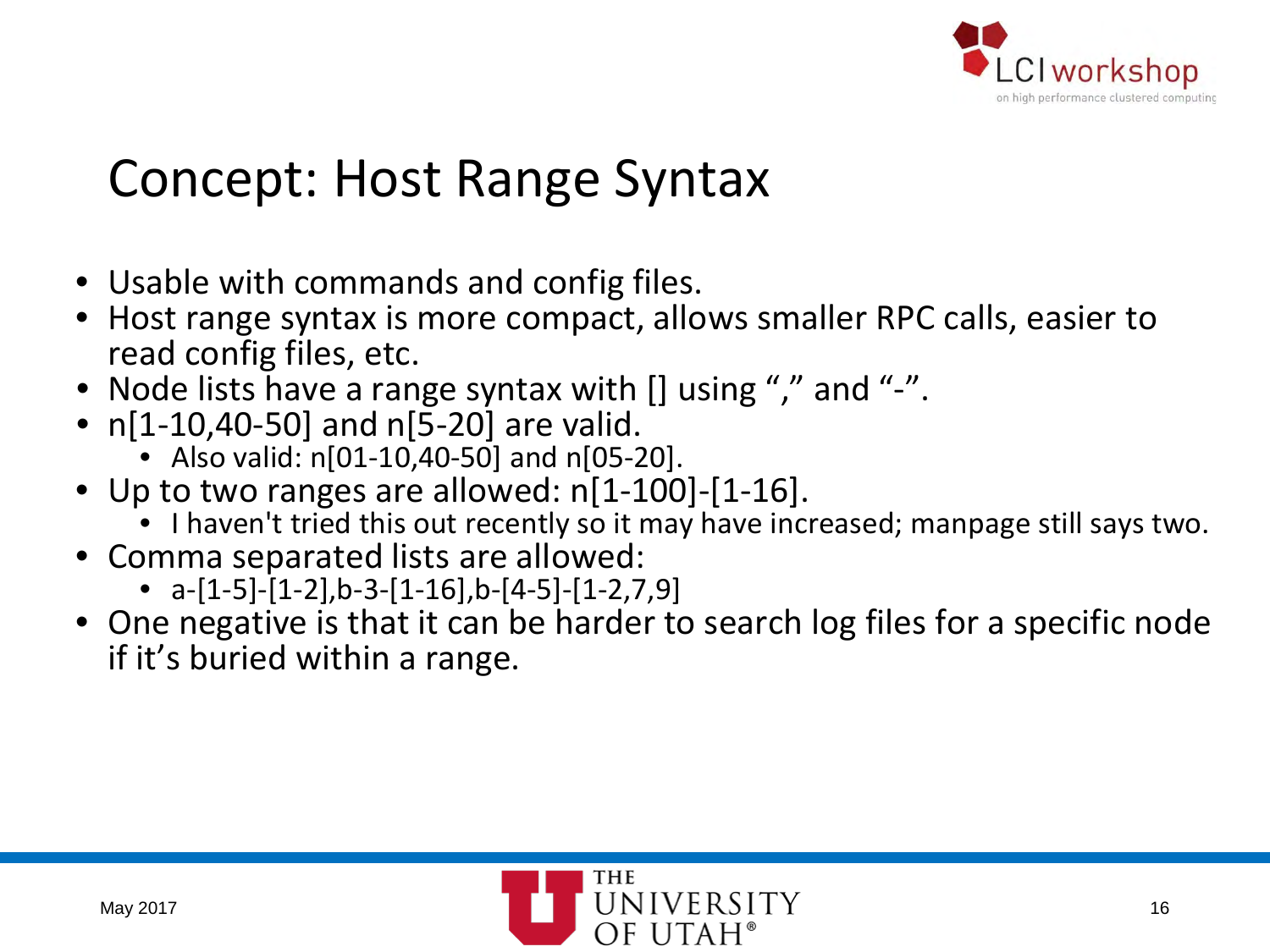# Concept: Host Range Syntax

- Usable with commands and config files.
- Host range syntax is more compact, allows smaller RPC calls, easier to read config files, etc.
- Node lists have a range syntax with [] using "," and "-".
- n[1-10,40-50] and n[5-20] are valid.
  - Also valid: n[01-10,40-50] and n[05-20].
- Up to two ranges are allowed: n[1-100]-[1-16].
  - I haven't tried this out recently so it may have increased; manpage still says two.
- Comma separated lists are allowed:
  - a-[1-5]-[1-2],b-3-[1-16],b-[4-5]-[1-2,7,9]
- One negative is that it can be harder to search log files for a specific node if it's buried within a range.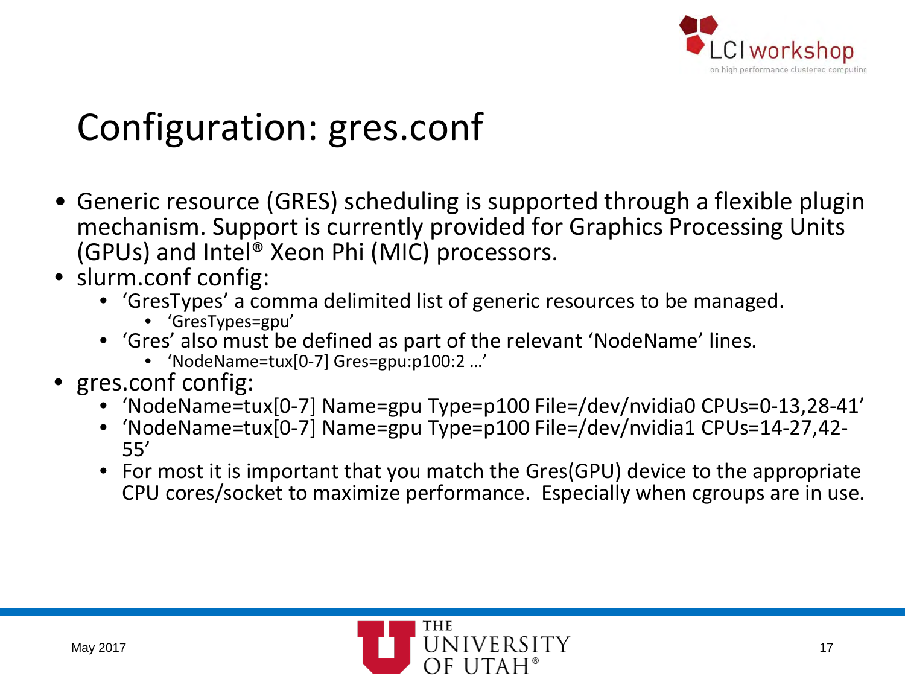# Configuration: gres.conf

- Generic resource (GRES) scheduling is supported through a flexible plugin mechanism. Support is currently provided for Graphics Processing Units (GPUs) and Intel® Xeon Phi (MIC) processors.
- slurm.conf config:
  - 'GresTypes' a comma delimited list of generic resources to be managed.
    - 'GresTypes=gpu'
  - 'Gres' also must be defined as part of the relevant 'NodeName' lines.
    - 'NodeName=tux[0-7] Gres=gpu:p100:2 …'
- gres.conf config:
  - 'NodeName=tux[0-7] Name=gpu Type=p100 File=/dev/nvidia0 CPUs=0-13,28-41'
  - 'NodeName=tux[0-7] Name=gpu Type=p100 File=/dev/nvidia1 CPUs=14-27,42-55'
  - For most it is important that you match the Gres(GPU) device to the appropriate CPU cores/socket to maximize performance. Especially when cgroups are in use.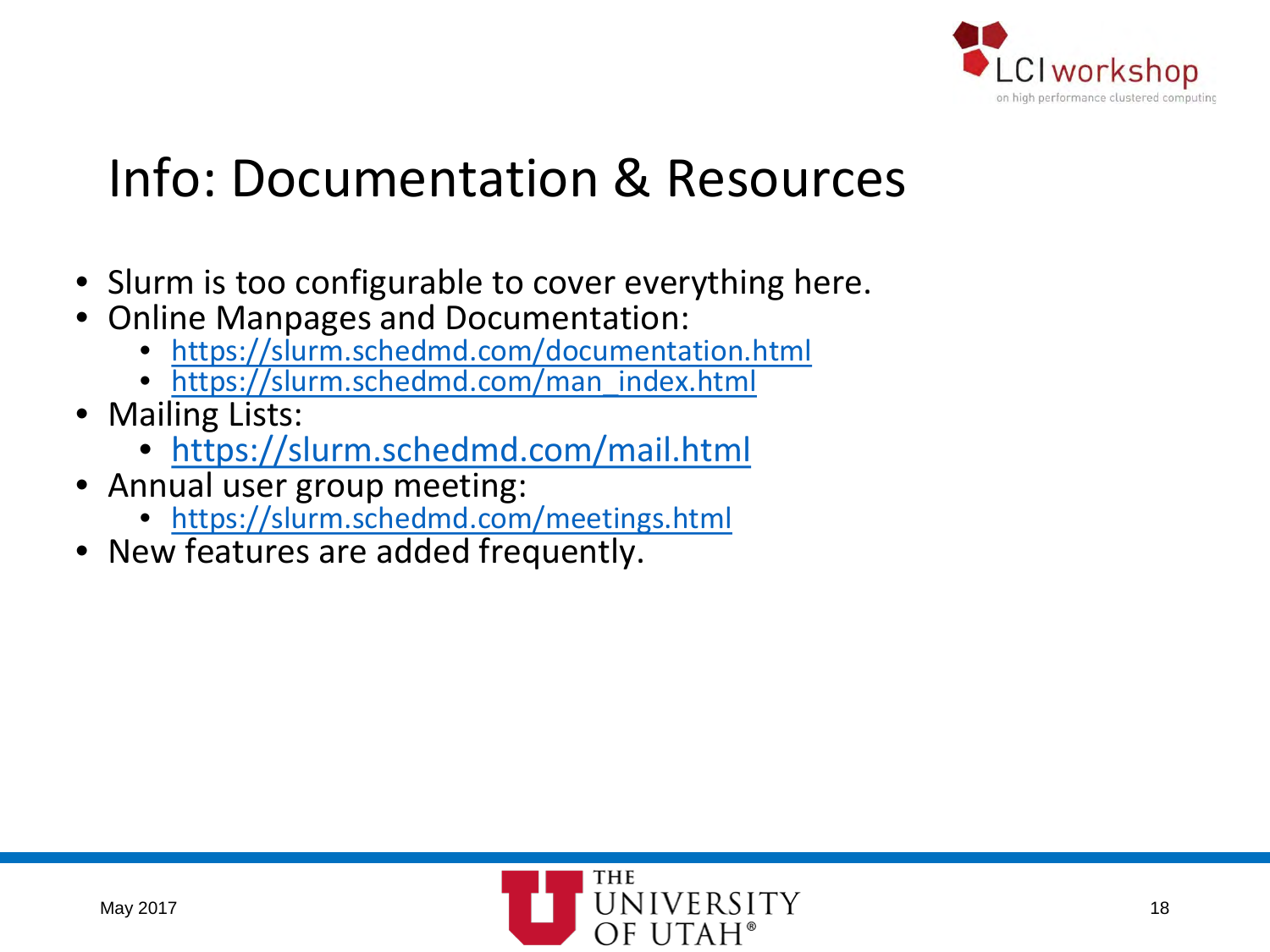# Info: Documentation & Resources

- Slurm is too configurable to cover everything here.
- Online Manpages and Documentation:
  - https://slurm.schedmd.com/documentation.html
  - https://slurm.schedmd.com/man_index.html
- Mailing Lists:
  - https://slurm.schedmd.com/mail.html
- Annual user group meeting:
  - https://slurm.schedmd.com/meetings.html
- New features are added frequently.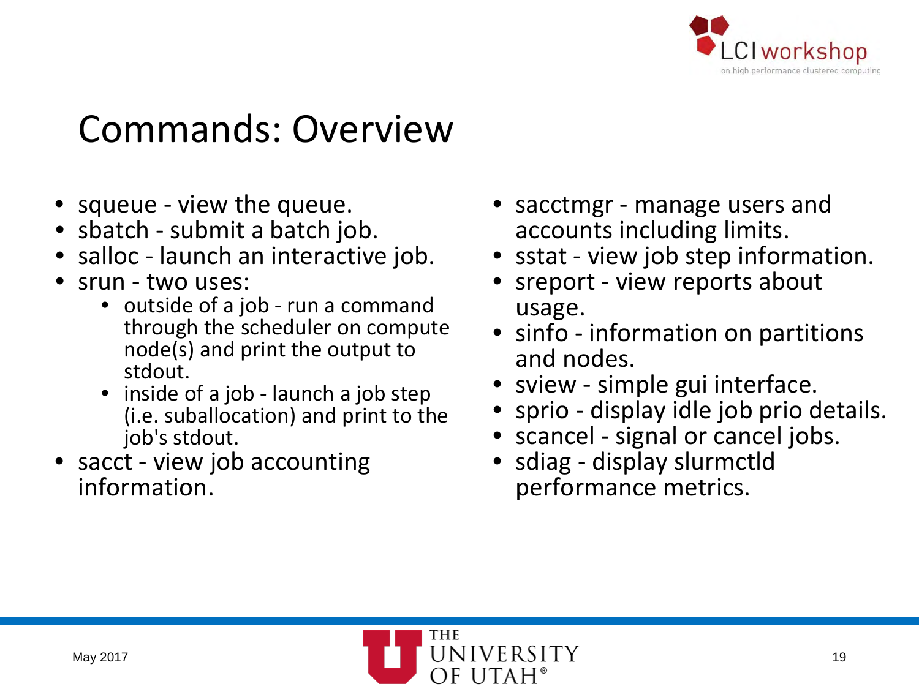# Commands: Overview

- squeue - view the queue.
- sbatch - submit a batch job.
- salloc - launch an interactive job.
- srun - two uses:
  - outside of a job - run a command through the scheduler on compute node(s) and print the output to stdout.
  - inside of a job - launch a job step (i.e. suballocation) and print to the job's stdout.
- sacct - view job accounting information.
- sacctmgr - manage users and accounts including limits.
- sstat - view job step information.
- sreport - view reports about usage.
- sinfo - information on partitions and nodes.
- sview - simple gui interface.
- sprio - display idle job prio details.
- scancel - signal or cancel jobs.
- sdiag - display slurmctld performance metrics.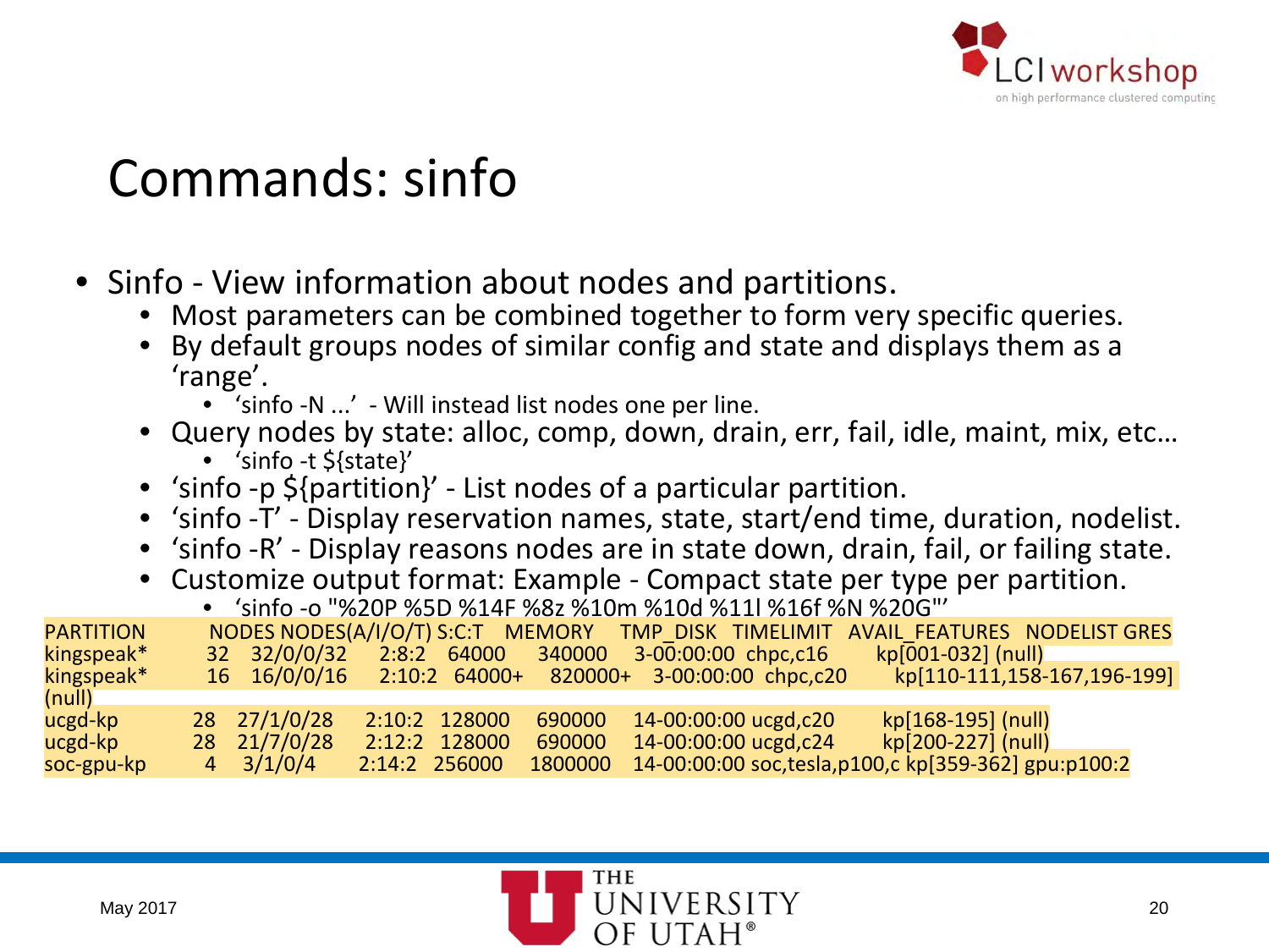# Commands: sinfo

- Sinfo - View information about nodes and partitions.
  - Most parameters can be combined together to form very specific queries.
  - By default groups nodes of similar config and state and displays them as a 'range'.
    - 'sinfo -N ...' - Will instead list nodes one per line.
  - Query nodes by state: alloc, comp, down, drain, err, fail, idle, maint, mix, etc…
    - 'sinfo -t ${state}'
  - 'sinfo -p ${partition}' - List nodes of a particular partition.
  - 'sinfo -T' - Display reservation names, state, start/end time, duration, nodelist.
  - 'sinfo -R' - Display reasons nodes are in state down, drain, fail, or failing state.
  - Customize output format: Example - Compact state per type per partition.
    - 'sinfo -o "%20P %5D %14F %8z %10m %10d %11l %16f %N %20G"'

```
PARTITION       NODES NODES(A/I/O/T) S:C:T   MEMORY   TMP_DISK  TIMELIMIT  AVAIL_FEATURES  NODELIST GRES
kingspeak*      32   32/0/0/32     2:8:2   64000     340000    3-00:00:00  chpc,c16        kp[001-032] (null)
kingspeak*      16   16/0/0/16     2:10:2  64000+    820000+   3-00:00:00  chpc,c20        kp[110-111,158-167,196-199]
(null)
ucgd-kp         28   27/1/0/28     2:10:2  128000    690000    14-00:00:00 ucgd,c20        kp[168-195] (null)
ucgd-kp         28   21/7/0/28     2:12:2  128000    690000    14-00:00:00 ucgd,c24        kp[200-227] (null)
soc-gpu-kp      4    3/1/0/4       2:14:2  256000    1800000   14-00:00:00 soc,tesla,p100,c kp[359-362] gpu:p100:2
```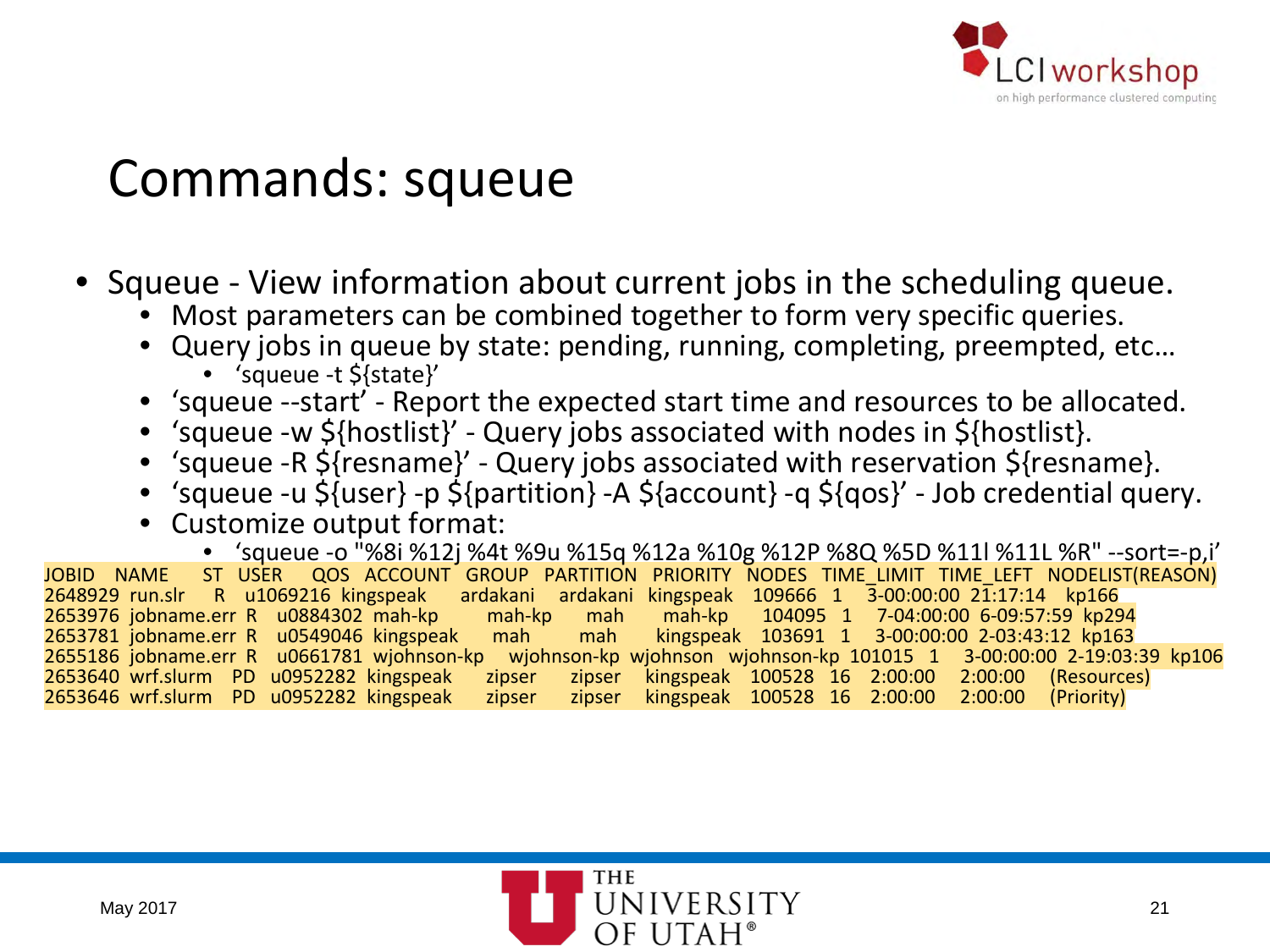# Commands: squeue

- Squeue - View information about current jobs in the scheduling queue.
  - Most parameters can be combined together to form very specific queries.
  - Query jobs in queue by state: pending, running, completing, preempted, etc…
    - 'squeue -t ${state}'
  - 'squeue --start' - Report the expected start time and resources to be allocated.
  - 'squeue -w ${hostlist}' - Query jobs associated with nodes in ${hostlist}.
  - 'squeue -R ${resname}' - Query jobs associated with reservation ${resname}.
  - 'squeue -u ${user} -p ${partition} -A ${account} -q ${qos}' - Job credential query.
  - Customize output format:
    - 'squeue -o "%8i %12j %4t %9u %15q %12a %10g %12P %8Q %5D %11l %11L %R" --sort=-p,i'

```
JOBID   NAME         ST  USER     QOS          ACCOUNT     GROUP    PARTITION    PRIORITY NODES TIME_LIMIT TIME_LEFT  NODELIST(REASON)
2648929 run.slr      R   u1069216 kingspeak    ardakani    ardakani kingspeak    109666   1     3-00:00:00 21:17:14   kp166
2653976 jobname.err  R   u0884302 mah-kp       mah-kp      mah      mah-kp       104095   1     7-04:00:00 6-09:57:59 kp294
2653781 jobname.err  R   u0549046 kingspeak    mah         mah      kingspeak    103691   1     3-00:00:00 2-03:43:12 kp163
2655186 jobname.err  R   u0661781 wjohnson-kp  wjohnson-kp wjohnson wjohnson-kp  101015   1     3-00:00:00 2-19:03:39 kp106
2653640 wrf.slurm    PD  u0952282 kingspeak    zipser      zipser   kingspeak    100528   16    2:00:00    2:00:00    (Resources)
2653646 wrf.slurm    PD  u0952282 kingspeak    zipser      zipser   kingspeak    100528   16    2:00:00    2:00:00    (Priority)
```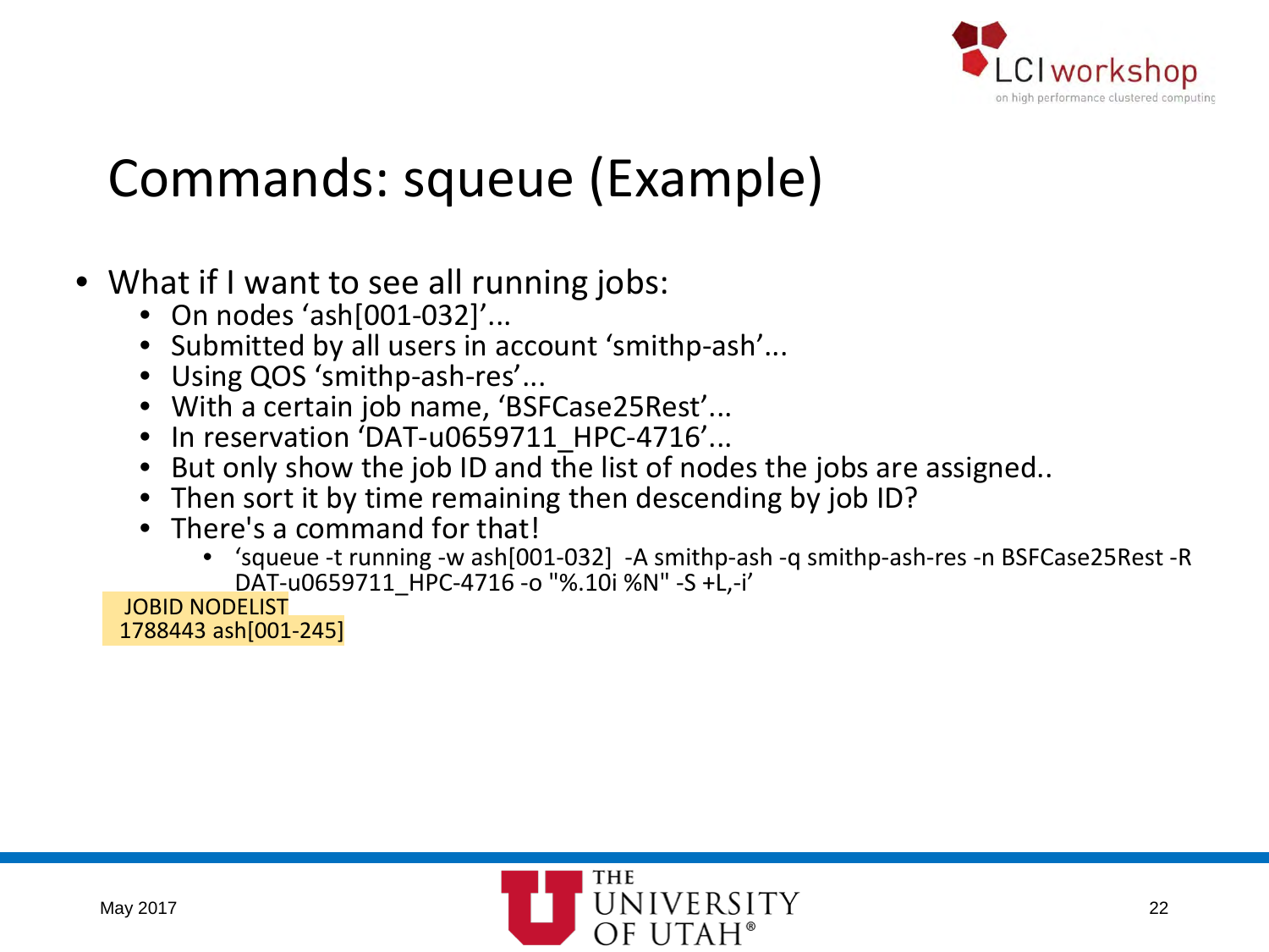# Commands: squeue (Example)

- What if I want to see all running jobs:
  - On nodes 'ash[001-032]'...
  - Submitted by all users in account 'smithp-ash'...
  - Using QOS 'smithp-ash-res'...
  - With a certain job name, 'BSFCase25Rest'...
  - In reservation 'DAT-u0659711_HPC-4716'...
  - But only show the job ID and the list of nodes the jobs are assigned..
  - Then sort it by time remaining then descending by job ID?
  - There's a command for that!
    - 'squeue -t running -w ash[001-032] -A smithp-ash -q smithp-ash-res -n BSFCase25Rest -R DAT-u0659711_HPC-4716 -o "%.10i %N" -S +L,-i'

```
 JOBID NODELIST
1788443 ash[001-245]
```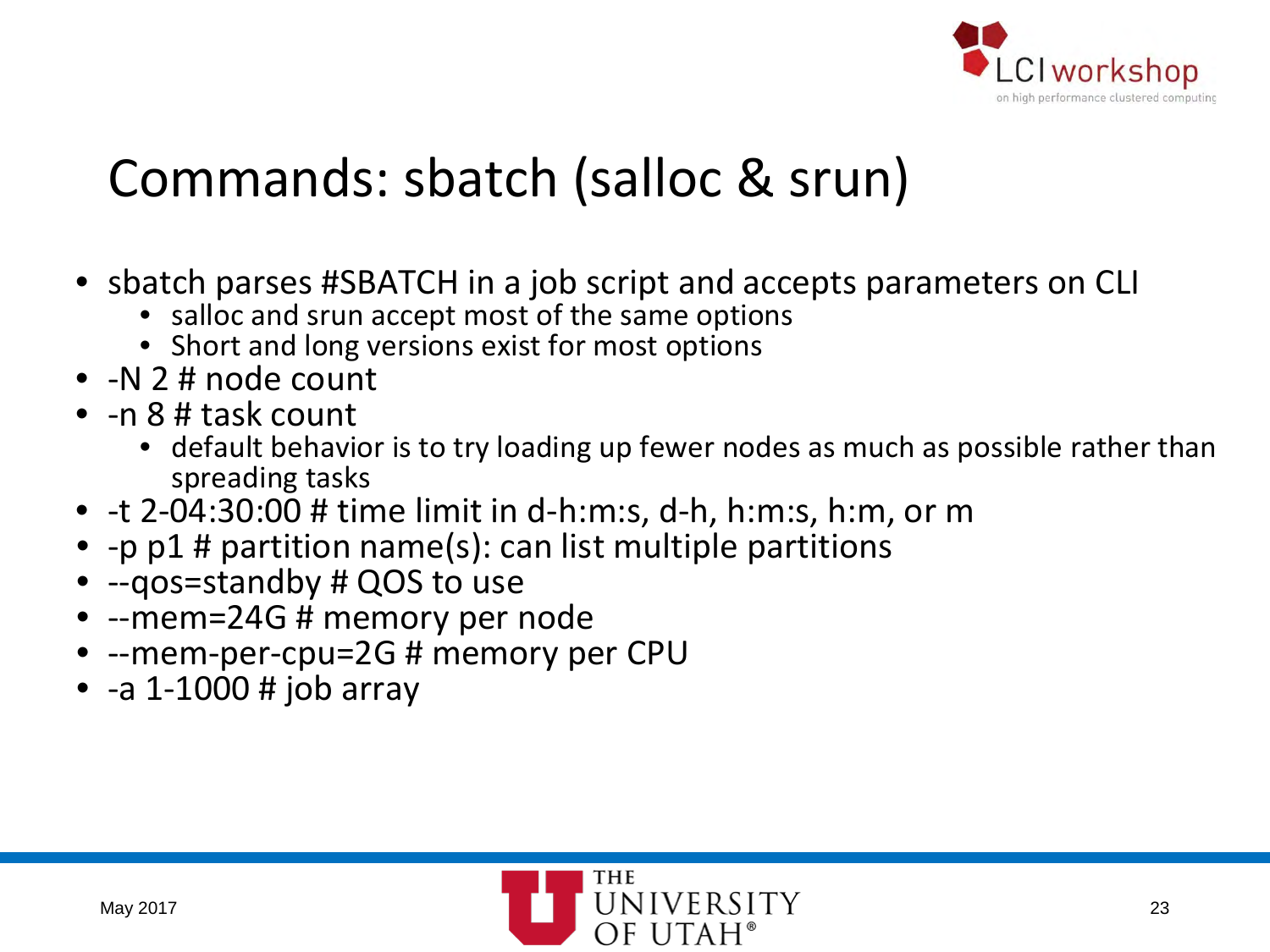# Commands: sbatch (salloc & srun)

- sbatch parses #SBATCH in a job script and accepts parameters on CLI
  - salloc and srun accept most of the same options
  - Short and long versions exist for most options
- -N 2 # node count
- -n 8 # task count
  - default behavior is to try loading up fewer nodes as much as possible rather than spreading tasks
- -t 2-04:30:00 # time limit in d-h:m:s, d-h, h:m:s, h:m, or m
- -p p1 # partition name(s): can list multiple partitions
- --qos=standby # QOS to use
- --mem=24G # memory per node
- --mem-per-cpu=2G # memory per CPU
- -a 1-1000 # job array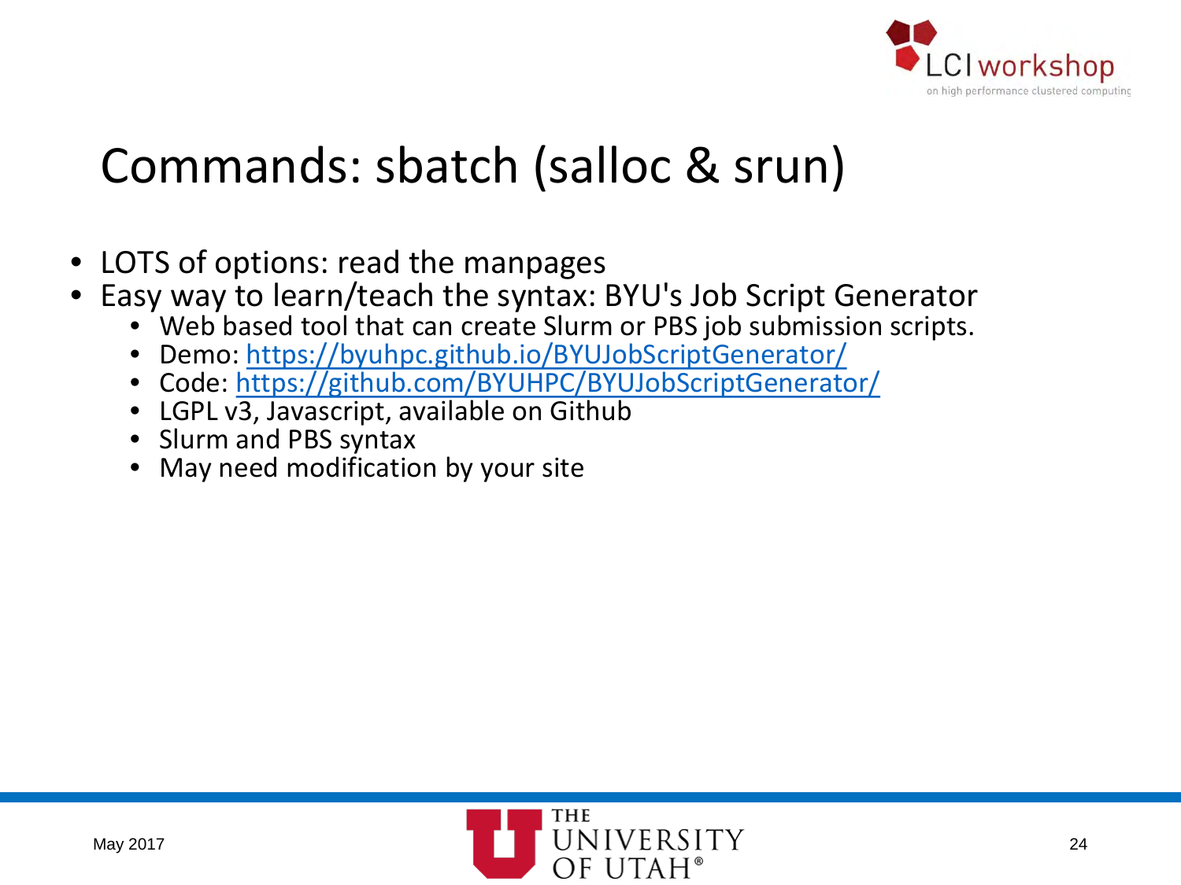# Commands: sbatch (salloc & srun)

- LOTS of options: read the manpages
- Easy way to learn/teach the syntax: BYU's Job Script Generator
  - Web based tool that can create Slurm or PBS job submission scripts.
  - Demo: https://byuhpc.github.io/BYUJobScriptGenerator/
  - Code: https://github.com/BYUHPC/BYUJobScriptGenerator/
  - LGPL v3, Javascript, available on Github
  - Slurm and PBS syntax
  - May need modification by your site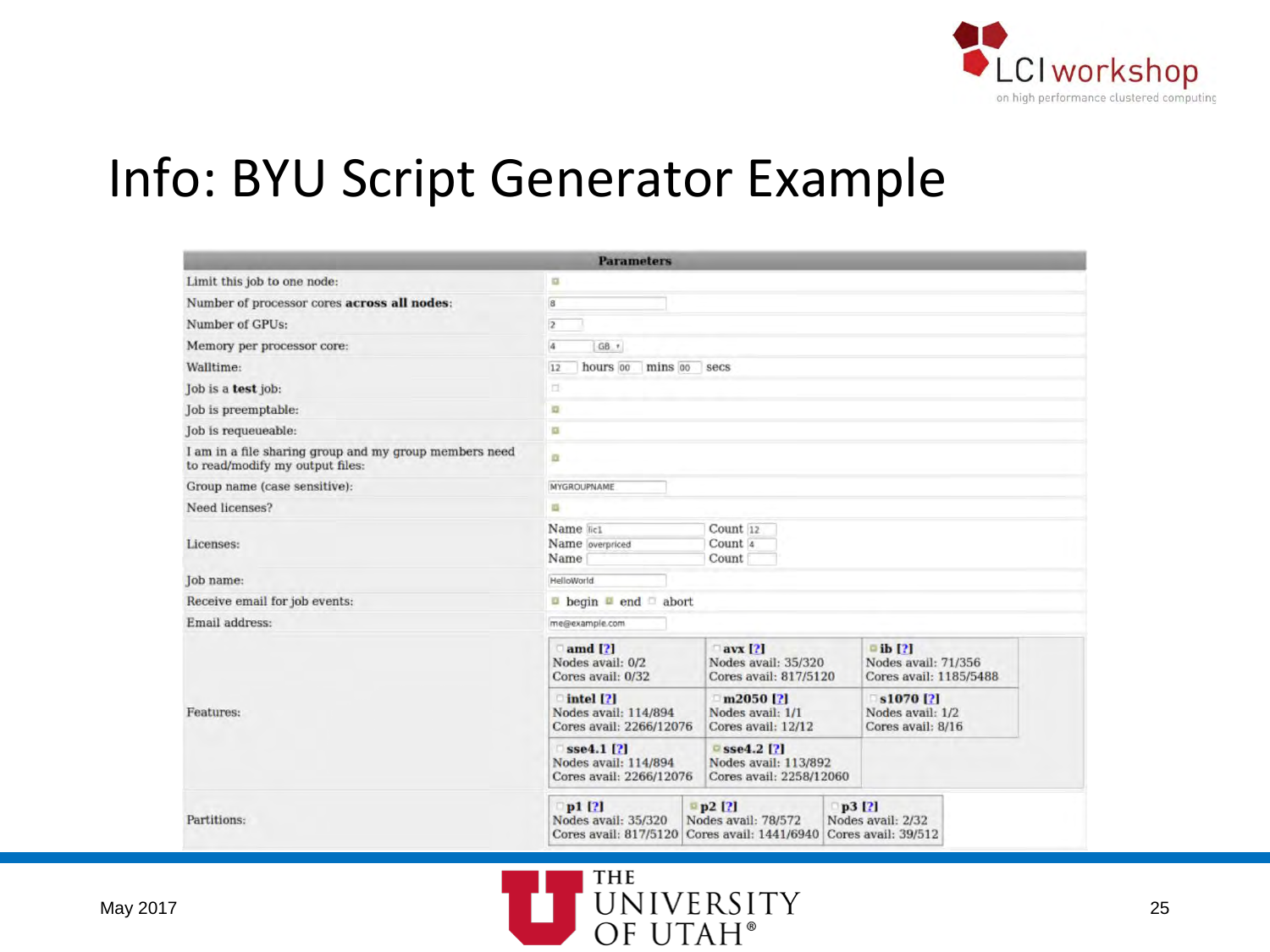# Info: BYU Script Generator Example

| Parameters | |
|---|---|
| Limit this job to one node: | ☑ |
| Number of processor cores **across all nodes**: | 8 |
| Number of GPUs: | 2 |
| Memory per processor core: | 4 GB |
| Walltime: | 12 hours 00 mins 00 secs |
| Job is a **test** job: | ☐ |
| Job is preemptable: | ☑ |
| Job is requeueable: | ☑ |
| I am in a file sharing group and my group members need to read/modify my output files: | ☑ |
| Group name (case sensitive): | MYGROUPNAME |
| Need licenses? | ☑ |
| Licenses: | Name lic1 Count 12<br>Name overpriced Count 4<br>Name Count |
| Job name: | HelloWorld |
| Receive email for job events: | ☑ begin ☑ end ☐ abort |
| Email address: | me@example.com |
| Features: | ☐ **amd [?]** Nodes avail: 0/2 Cores avail: 0/32<br>☐ **avx [?]** Nodes avail: 35/320 Cores avail: 817/5120<br>☑ **ib [?]** Nodes avail: 71/356 Cores avail: 1185/5488<br>☐ **intel [?]** Nodes avail: 114/894 Cores avail: 2266/12076<br>☐ **m2050 [?]** Nodes avail: 1/1 Cores avail: 12/12<br>☐ **s1070 [?]** Nodes avail: 1/2 Cores avail: 8/16<br>☐ **sse4.1 [?]** Nodes avail: 114/894 Cores avail: 2266/12076<br>☑ **sse4.2 [?]** Nodes avail: 113/892 Cores avail: 2258/12060 |
| Partitions: | ☐ **p1 [?]** Nodes avail: 35/320 Cores avail: 817/5120<br>☑ **p2 [?]** Nodes avail: 78/572 Cores avail: 1441/6940<br>☐ **p3 [?]** Nodes avail: 2/32 Cores avail: 39/512 |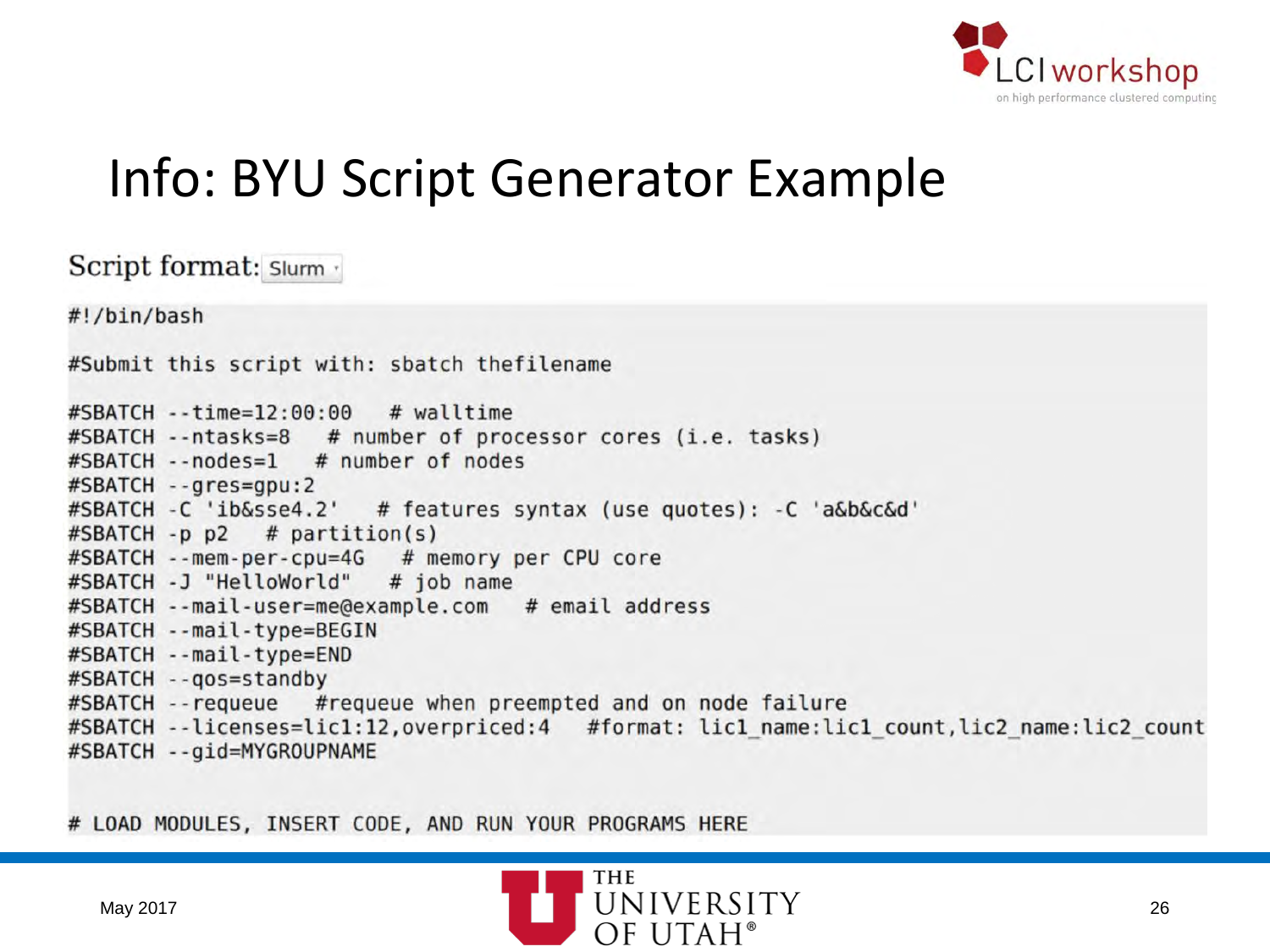# Info: BYU Script Generator Example

Script format: Slurm

```
#!/bin/bash

#Submit this script with: sbatch thefilename

#SBATCH --time=12:00:00   # walltime
#SBATCH --ntasks=8   # number of processor cores (i.e. tasks)
#SBATCH --nodes=1   # number of nodes
#SBATCH --gres=gpu:2
#SBATCH -C 'ib&sse4.2'   # features syntax (use quotes): -C 'a&b&c&d'
#SBATCH -p p2   # partition(s)
#SBATCH --mem-per-cpu=4G   # memory per CPU core
#SBATCH -J "HelloWorld"   # job name
#SBATCH --mail-user=me@example.com   # email address
#SBATCH --mail-type=BEGIN
#SBATCH --mail-type=END
#SBATCH --qos=standby
#SBATCH --requeue   #requeue when preempted and on node failure
#SBATCH --licenses=lic1:12,overpriced:4   #format: lic1_name:lic1_count,lic2_name:lic2_count
#SBATCH --gid=MYGROUPNAME


# LOAD MODULES, INSERT CODE, AND RUN YOUR PROGRAMS HERE
```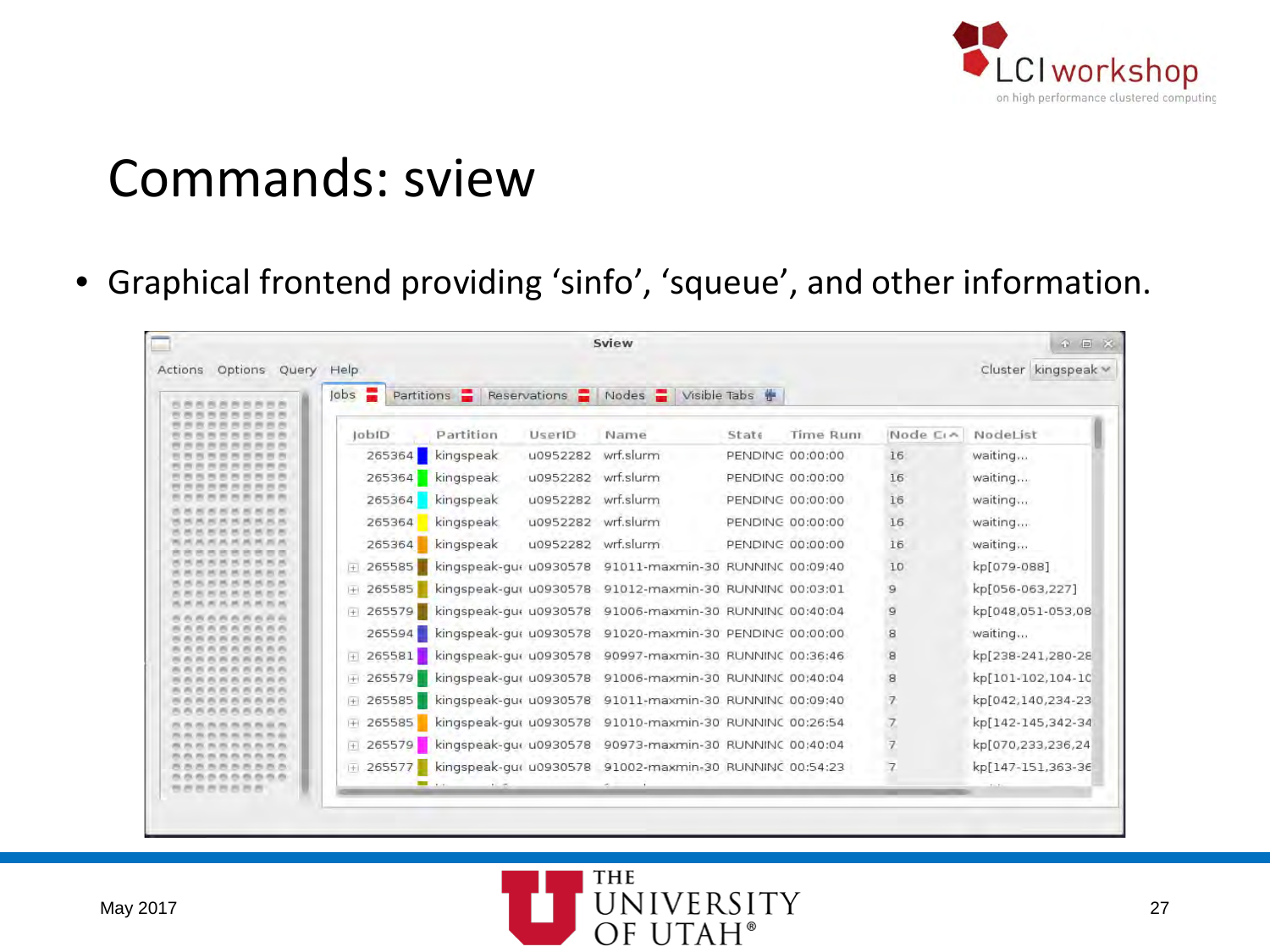# Commands: sview

- Graphical frontend providing 'sinfo', 'squeue', and other information.

| JobID | Partition | UserID | Name | State | Time Running | Node Count | NodeList |
|---|---|---|---|---|---|---|---|
| 265364 | kingspeak | u0952282 | wrf.slurm | PENDING | 00:00:00 | 16 | waiting... |
| 265364 | kingspeak | u0952282 | wrf.slurm | PENDING | 00:00:00 | 16 | waiting... |
| 265364 | kingspeak | u0952282 | wrf.slurm | PENDING | 00:00:00 | 16 | waiting... |
| 265364 | kingspeak | u0952282 | wrf.slurm | PENDING | 00:00:00 | 16 | waiting... |
| 265364 | kingspeak | u0952282 | wrf.slurm | PENDING | 00:00:00 | 16 | waiting... |
| 265585 | kingspeak-gu | u0930578 | 91011-maxmin-30 | RUNNING | 00:09:40 | 10 | kp[079-088] |
| 265585 | kingspeak-gu | u0930578 | 91012-maxmin-30 | RUNNING | 00:03:01 | 9 | kp[056-063,227] |
| 265579 | kingspeak-gu | u0930578 | 91006-maxmin-30 | RUNNING | 00:40:04 | 9 | kp[048,051-053,08 |
| 265594 | kingspeak-gu | u0930578 | 91020-maxmin-30 | PENDING | 00:00:00 | 8 | waiting... |
| 265581 | kingspeak-gu | u0930578 | 90997-maxmin-30 | RUNNING | 00:36:46 | 8 | kp[238-241,280-28 |
| 265579 | kingspeak-gu | u0930578 | 91006-maxmin-30 | RUNNING | 00:40:04 | 8 | kp[101-102,104-10 |
| 265585 | kingspeak-gu | u0930578 | 91011-maxmin-30 | RUNNING | 00:09:40 | 7 | kp[042,140,234-23 |
| 265585 | kingspeak-gu | u0930578 | 91010-maxmin-30 | RUNNING | 00:26:54 | 7 | kp[142-145,342-34 |
| 265579 | kingspeak-gu | u0930578 | 90973-maxmin-30 | RUNNING | 00:40:04 | 7 | kp[070,233,236,24 |
| 265577 | kingspeak-gu | u0930578 | 91002-maxmin-30 | RUNNING | 00:54:23 | 7 | kp[147-151,363-36 |

May 2017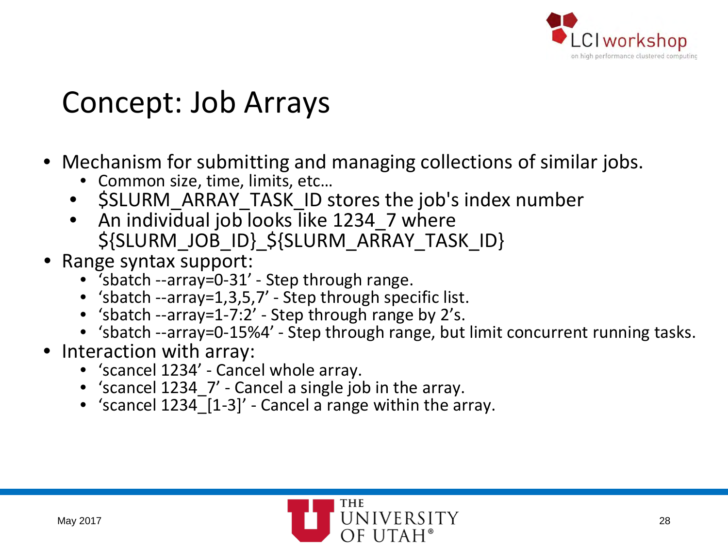# Concept: Job Arrays

- Mechanism for submitting and managing collections of similar jobs.
  - Common size, time, limits, etc…
  - $SLURM_ARRAY_TASK_ID stores the job's index number
  - An individual job looks like 1234_7 where ${SLURM_JOB_ID}_${SLURM_ARRAY_TASK_ID}
- Range syntax support:
  - 'sbatch --array=0-31' - Step through range.
  - 'sbatch --array=1,3,5,7' - Step through specific list.
  - 'sbatch --array=1-7:2' - Step through range by 2's.
  - 'sbatch --array=0-15%4' - Step through range, but limit concurrent running tasks.
- Interaction with array:
  - 'scancel 1234' - Cancel whole array.
  - 'scancel 1234_7' - Cancel a single job in the array.
  - 'scancel 1234_[1-3]' - Cancel a range within the array.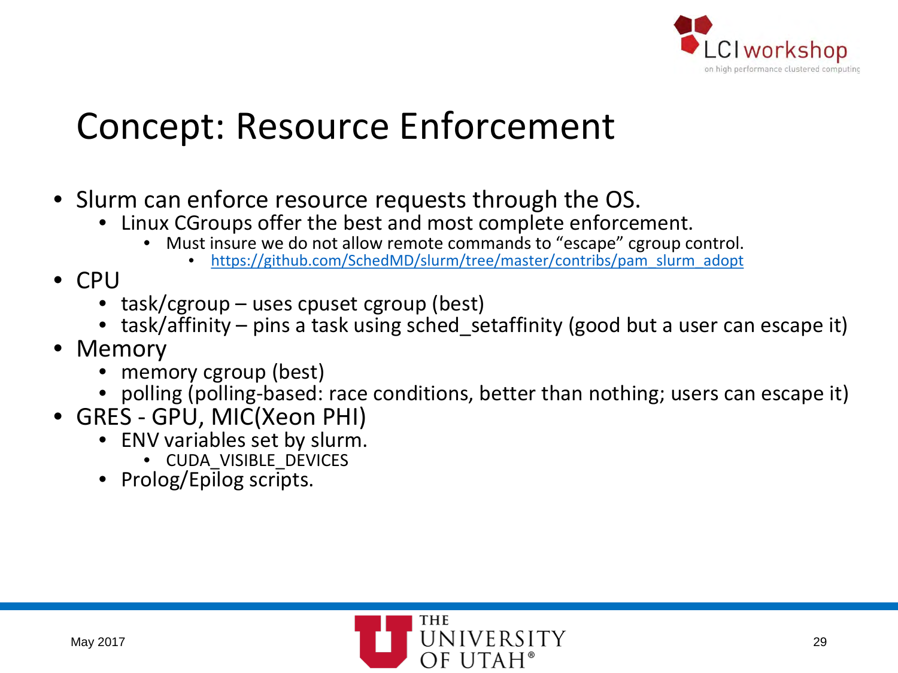# Concept: Resource Enforcement

- Slurm can enforce resource requests through the OS.
  - Linux CGroups offer the best and most complete enforcement.
    - Must insure we do not allow remote commands to "escape" cgroup control.
      - https://github.com/SchedMD/slurm/tree/master/contribs/pam_slurm_adopt
- CPU
  - task/cgroup – uses cpuset cgroup (best)
  - task/affinity – pins a task using sched_setaffinity (good but a user can escape it)
- Memory
  - memory cgroup (best)
  - polling (polling-based: race conditions, better than nothing; users can escape it)
- GRES - GPU, MIC(Xeon PHI)
  - ENV variables set by slurm.
    - CUDA_VISIBLE_DEVICES
  - Prolog/Epilog scripts.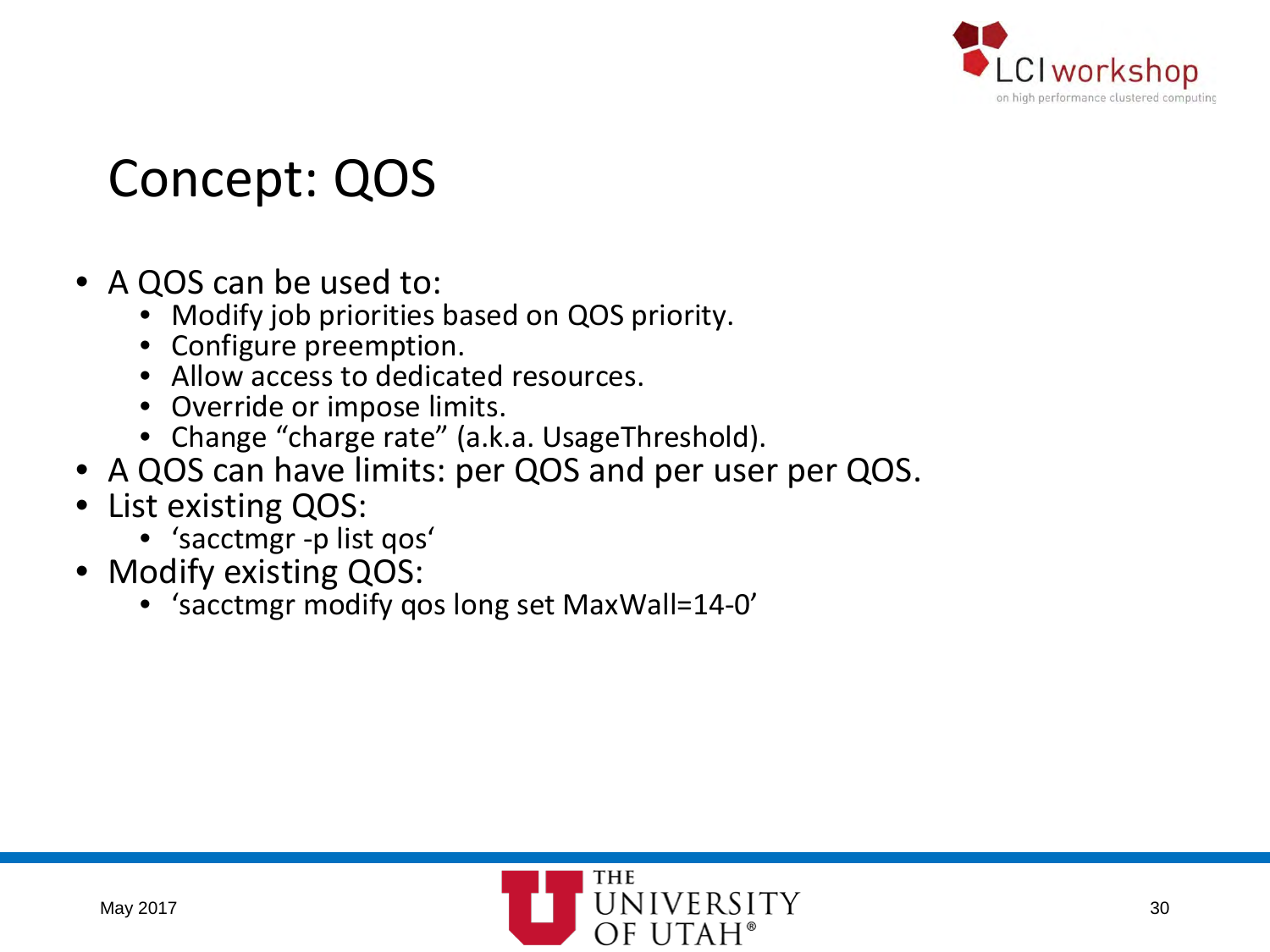# Concept: QOS

- A QOS can be used to:
  - Modify job priorities based on QOS priority.
  - Configure preemption.
  - Allow access to dedicated resources.
  - Override or impose limits.
  - Change “charge rate” (a.k.a. UsageThreshold).
- A QOS can have limits: per QOS and per user per QOS.
- List existing QOS:
  - ‘sacctmgr -p list qos‘
- Modify existing QOS:
  - ‘sacctmgr modify qos long set MaxWall=14-0’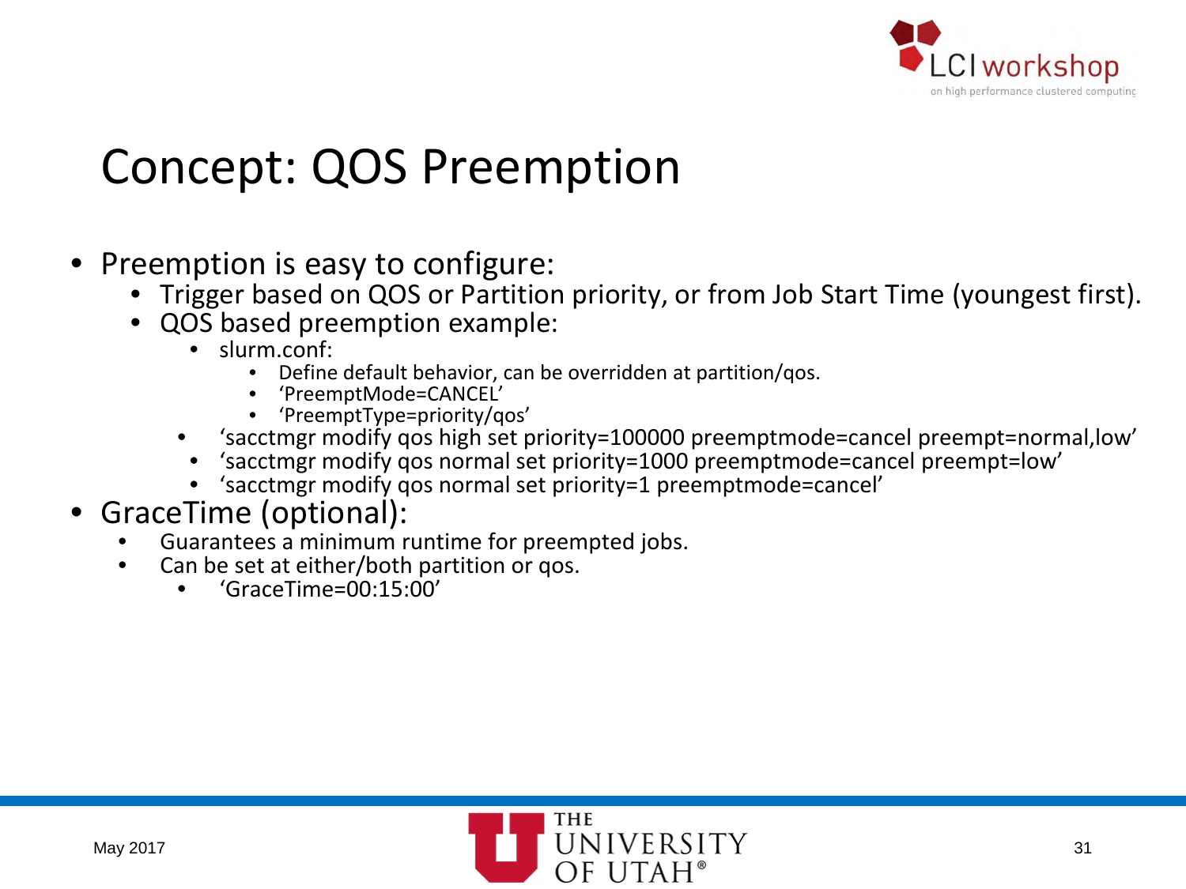# Concept: QOS Preemption

- Preemption is easy to configure:
  - Trigger based on QOS or Partition priority, or from Job Start Time (youngest first).
  - QOS based preemption example:
    - slurm.conf:
      - Define default behavior, can be overridden at partition/qos.
      - 'PreemptMode=CANCEL'
      - 'PreemptType=priority/qos'
    - 'sacctmgr modify qos high set priority=100000 preemptmode=cancel preempt=normal,low'
    - 'sacctmgr modify qos normal set priority=1000 preemptmode=cancel preempt=low'
    - 'sacctmgr modify qos normal set priority=1 preemptmode=cancel'
- GraceTime (optional):
  - Guarantees a minimum runtime for preempted jobs.
  - Can be set at either/both partition or qos.
    - 'GraceTime=00:15:00'

May 2017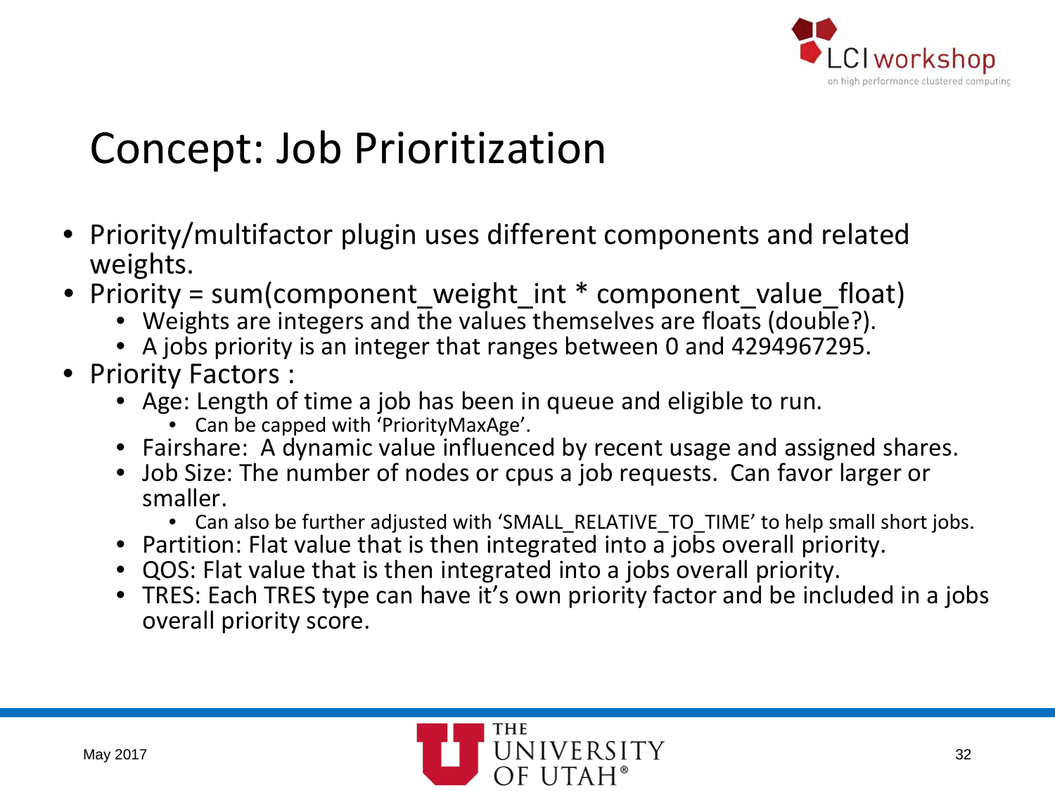# Concept: Job Prioritization

- Priority/multifactor plugin uses different components and related weights.
- Priority = sum(component_weight_int * component_value_float)
  - Weights are integers and the values themselves are floats (double?).
  - A jobs priority is an integer that ranges between 0 and 4294967295.
- Priority Factors :
  - Age: Length of time a job has been in queue and eligible to run.
    - Can be capped with 'PriorityMaxAge'.
  - Fairshare: A dynamic value influenced by recent usage and assigned shares.
  - Job Size: The number of nodes or cpus a job requests. Can favor larger or smaller.
    - Can also be further adjusted with 'SMALL_RELATIVE_TO_TIME' to help small short jobs.
  - Partition: Flat value that is then integrated into a jobs overall priority.
  - QOS: Flat value that is then integrated into a jobs overall priority.
  - TRES: Each TRES type can have it's own priority factor and be included in a jobs overall priority score.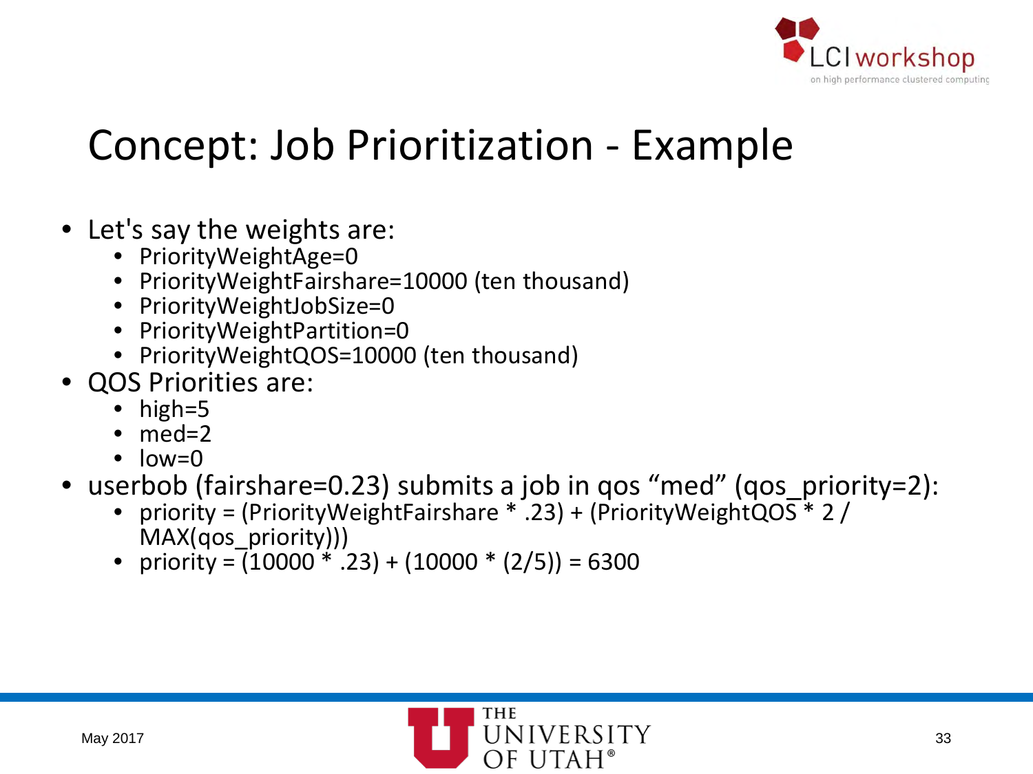# Concept: Job Prioritization - Example

- Let's say the weights are:
  - PriorityWeightAge=0
  - PriorityWeightFairshare=10000 (ten thousand)
  - PriorityWeightJobSize=0
  - PriorityWeightPartition=0
  - PriorityWeightQOS=10000 (ten thousand)
- QOS Priorities are:
  - high=5
  - med=2
  - low=0
- userbob (fairshare=0.23) submits a job in qos "med" (qos_priority=2):
  - priority = (PriorityWeightFairshare * .23) + (PriorityWeightQOS * 2 / MAX(qos_priority)))
  - priority = (10000 * .23) + (10000 * (2/5)) = 6300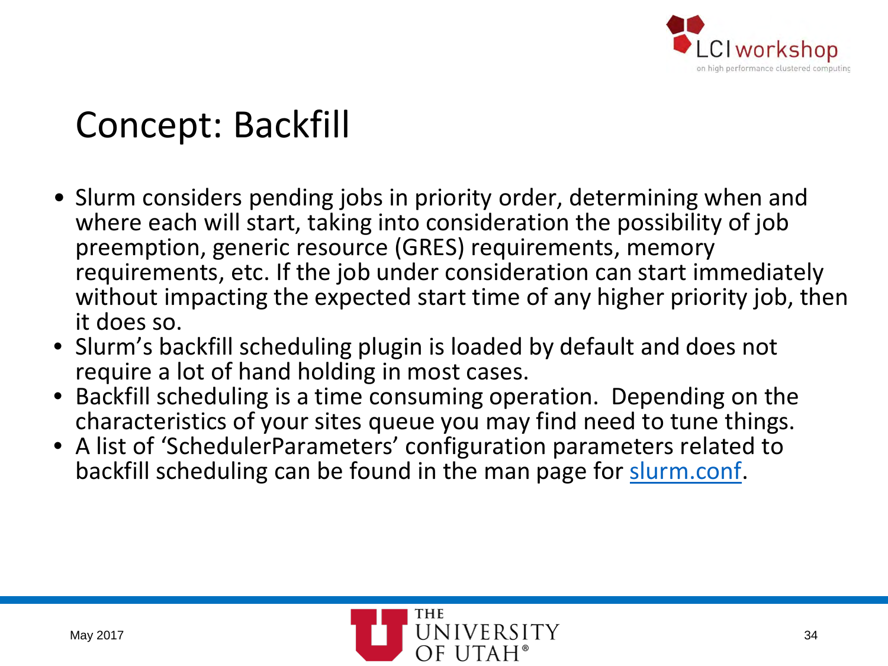# Concept: Backfill

- Slurm considers pending jobs in priority order, determining when and where each will start, taking into consideration the possibility of job preemption, generic resource (GRES) requirements, memory requirements, etc. If the job under consideration can start immediately without impacting the expected start time of any higher priority job, then it does so.
- Slurm's backfill scheduling plugin is loaded by default and does not require a lot of hand holding in most cases.
- Backfill scheduling is a time consuming operation. Depending on the characteristics of your sites queue you may find need to tune things.
- A list of 'SchedulerParameters' configuration parameters related to backfill scheduling can be found in the man page for slurm.conf.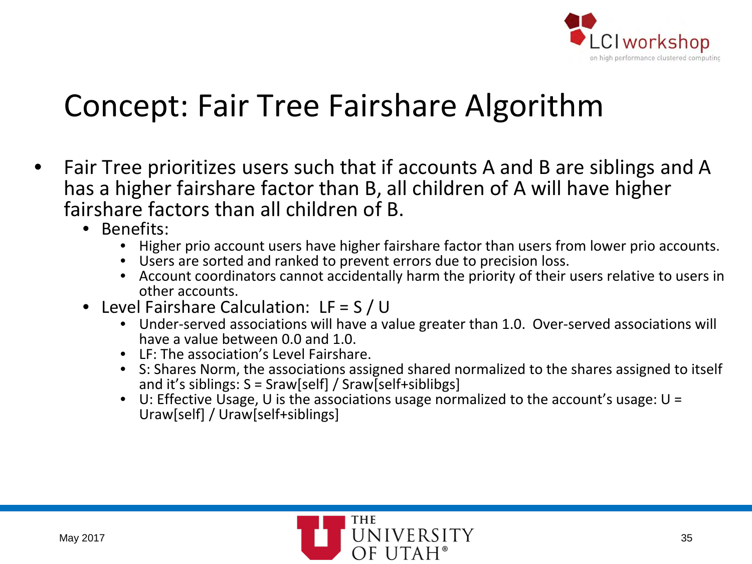# Concept: Fair Tree Fairshare Algorithm

- Fair Tree prioritizes users such that if accounts A and B are siblings and A has a higher fairshare factor than B, all children of A will have higher fairshare factors than all children of B.
  - Benefits:
    - Higher prio account users have higher fairshare factor than users from lower prio accounts.
    - Users are sorted and ranked to prevent errors due to precision loss.
    - Account coordinators cannot accidentally harm the priority of their users relative to users in other accounts.
  - Level Fairshare Calculation: LF = S / U
    - Under-served associations will have a value greater than 1.0. Over-served associations will have a value between 0.0 and 1.0.
    - LF: The association's Level Fairshare.
    - S: Shares Norm, the associations assigned shared normalized to the shares assigned to itself and it's siblings: S = Sraw[self] / Sraw[self+siblibgs]
    - U: Effective Usage, U is the associations usage normalized to the account's usage: U = Uraw[self] / Uraw[self+siblings]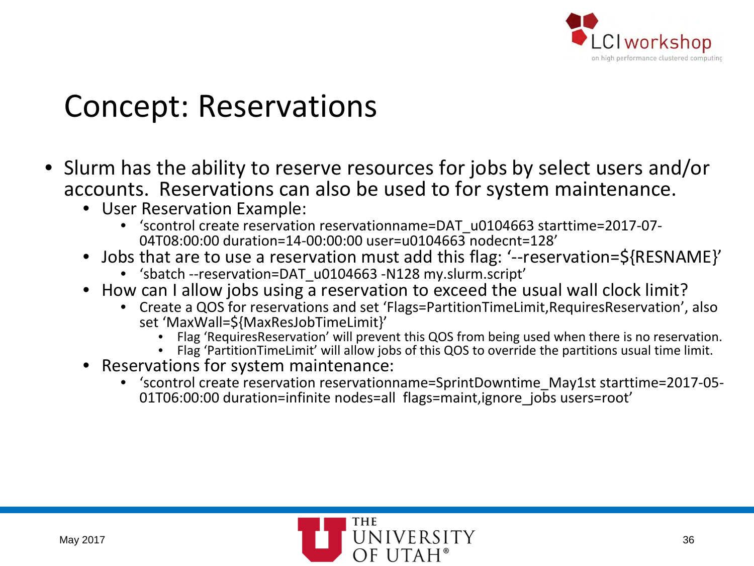# Concept: Reservations

- Slurm has the ability to reserve resources for jobs by select users and/or accounts. Reservations can also be used to for system maintenance.
  - User Reservation Example:
    - ‘scontrol create reservation reservationname=DAT_u0104663 starttime=2017-07-04T08:00:00 duration=14-00:00:00 user=u0104663 nodecnt=128’
  - Jobs that are to use a reservation must add this flag: ‘--reservation=${RESNAME}’
    - ‘sbatch --reservation=DAT_u0104663 -N128 my.slurm.script’
  - How can I allow jobs using a reservation to exceed the usual wall clock limit?
    - Create a QOS for reservations and set ‘Flags=PartitionTimeLimit,RequiresReservation’, also set ‘MaxWall=${MaxResJobTimeLimit}’
      - Flag ‘RequiresReservation’ will prevent this QOS from being used when there is no reservation.
      - Flag ‘PartitionTimeLimit’ will allow jobs of this QOS to override the partitions usual time limit.
  - Reservations for system maintenance:
    - ‘scontrol create reservation reservationname=SprintDowntime_May1st starttime=2017-05-01T06:00:00 duration=infinite nodes=all flags=maint,ignore_jobs users=root’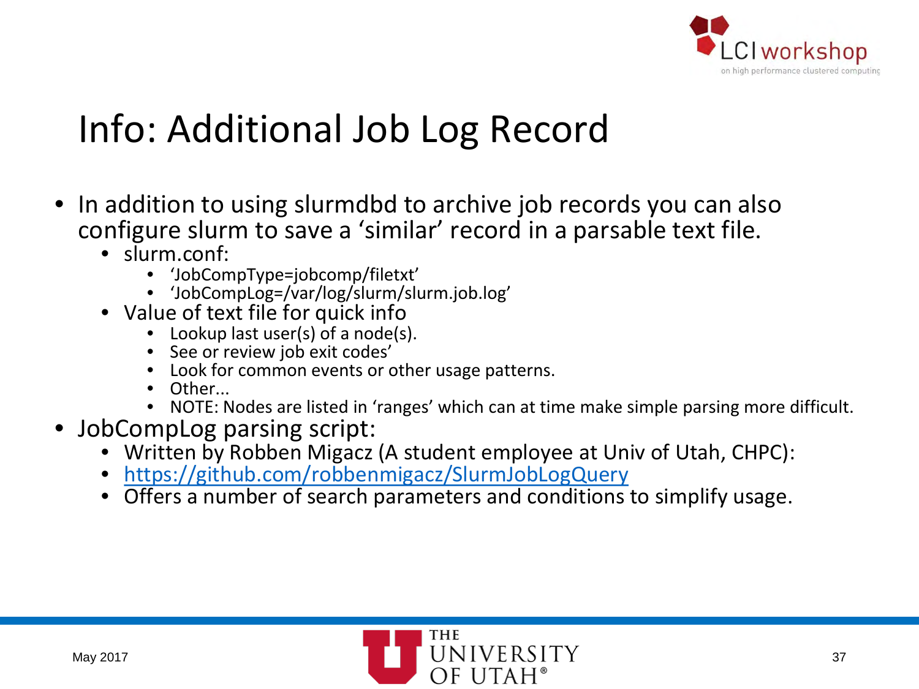# Info: Additional Job Log Record

- In addition to using slurmdbd to archive job records you can also configure slurm to save a 'similar' record in a parsable text file.
  - slurm.conf:
    - 'JobCompType=jobcomp/filetxt'
    - 'JobCompLog=/var/log/slurm/slurm.job.log'
  - Value of text file for quick info
    - Lookup last user(s) of a node(s).
    - See or review job exit codes'
    - Look for common events or other usage patterns.
    - Other...
    - NOTE: Nodes are listed in 'ranges' which can at time make simple parsing more difficult.
- JobCompLog parsing script:
  - Written by Robben Migacz (A student employee at Univ of Utah, CHPC):
  - https://github.com/robbenmigacz/SlurmJobLogQuery
  - Offers a number of search parameters and conditions to simplify usage.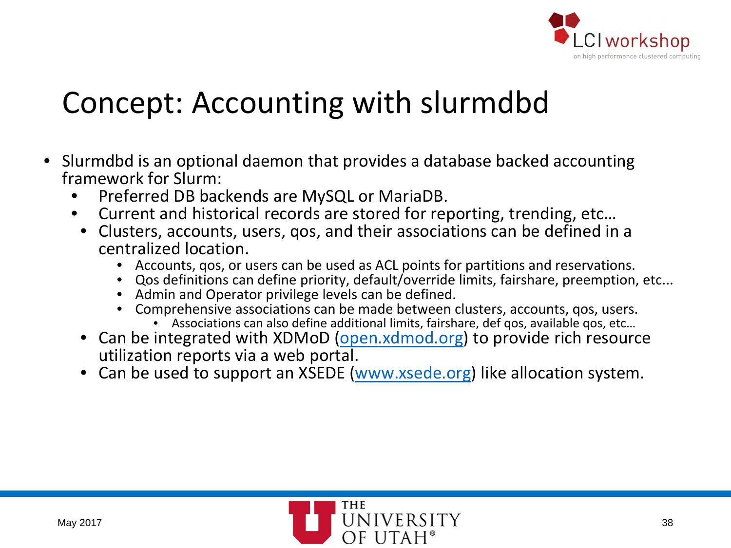# Concept: Accounting with slurmdbd

- Slurmdbd is an optional daemon that provides a database backed accounting framework for Slurm:
  - Preferred DB backends are MySQL or MariaDB.
  - Current and historical records are stored for reporting, trending, etc…
  - Clusters, accounts, users, qos, and their associations can be defined in a centralized location.
    - Accounts, qos, or users can be used as ACL points for partitions and reservations.
    - Qos definitions can define priority, default/override limits, fairshare, preemption, etc...
    - Admin and Operator privilege levels can be defined.
    - Comprehensive associations can be made between clusters, accounts, qos, users.
      - Associations can also define additional limits, fairshare, def qos, available qos, etc…
  - Can be integrated with XDMoD (open.xdmod.org) to provide rich resource utilization reports via a web portal.
  - Can be used to support an XSEDE (www.xsede.org) like allocation system.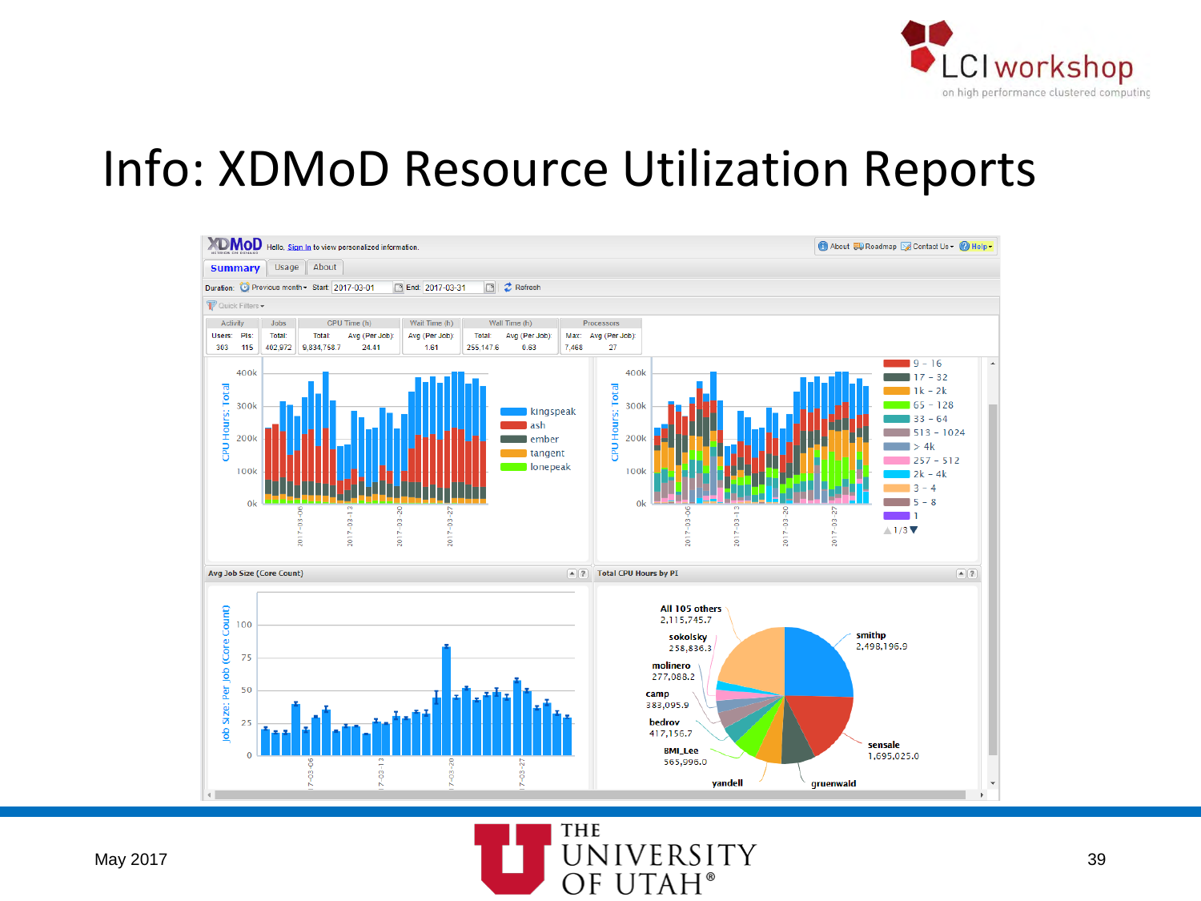# Info: XDMoD Resource Utilization Reports

XDMoD Hello, Sign In to view personalized information.

About | Roadmap | Contact Us | Help

Summary | Usage | About

Duration: Previous month | Start: 2017-03-01 | End: 2017-03-31 | Refresh

Quick Filters

| Activity | | Jobs | CPU Time (h) | | Wait Time (h) | Wall Time (h) | | Processors | |
|---|---|---|---|---|---|---|---|---|---|
| Users: | PIs: | Total: | Total: | Avg (Per Job): | Avg (Per Job): | Total: | Avg (Per Job): | Max: | Avg (Per Job): |
| 303 | 115 | 402,972 | 9,834,758.7 | 24.41 | 1.61 | 255,147.6 | 0.63 | 7,468 | 27 |

Avg Job Size (Core Count)

Total CPU Hours by PI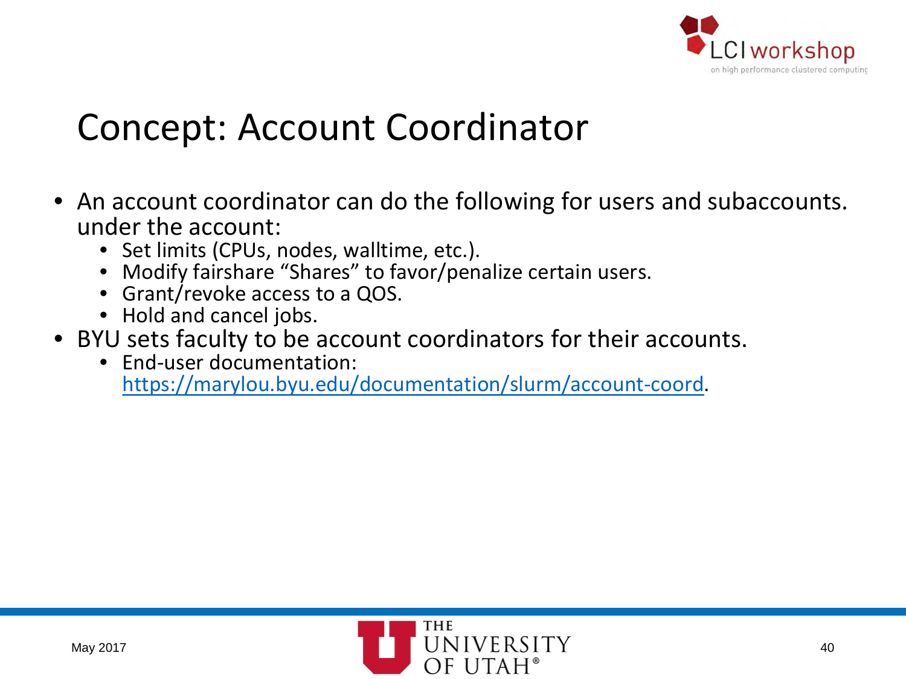# Concept: Account Coordinator

- An account coordinator can do the following for users and subaccounts. under the account:
  - Set limits (CPUs, nodes, walltime, etc.).
  - Modify fairshare “Shares” to favor/penalize certain users.
  - Grant/revoke access to a QOS.
  - Hold and cancel jobs.
- BYU sets faculty to be account coordinators for their accounts.
  - End-user documentation: [https://marylou.byu.edu/documentation/slurm/account-coord](https://marylou.byu.edu/documentation/slurm/account-coord).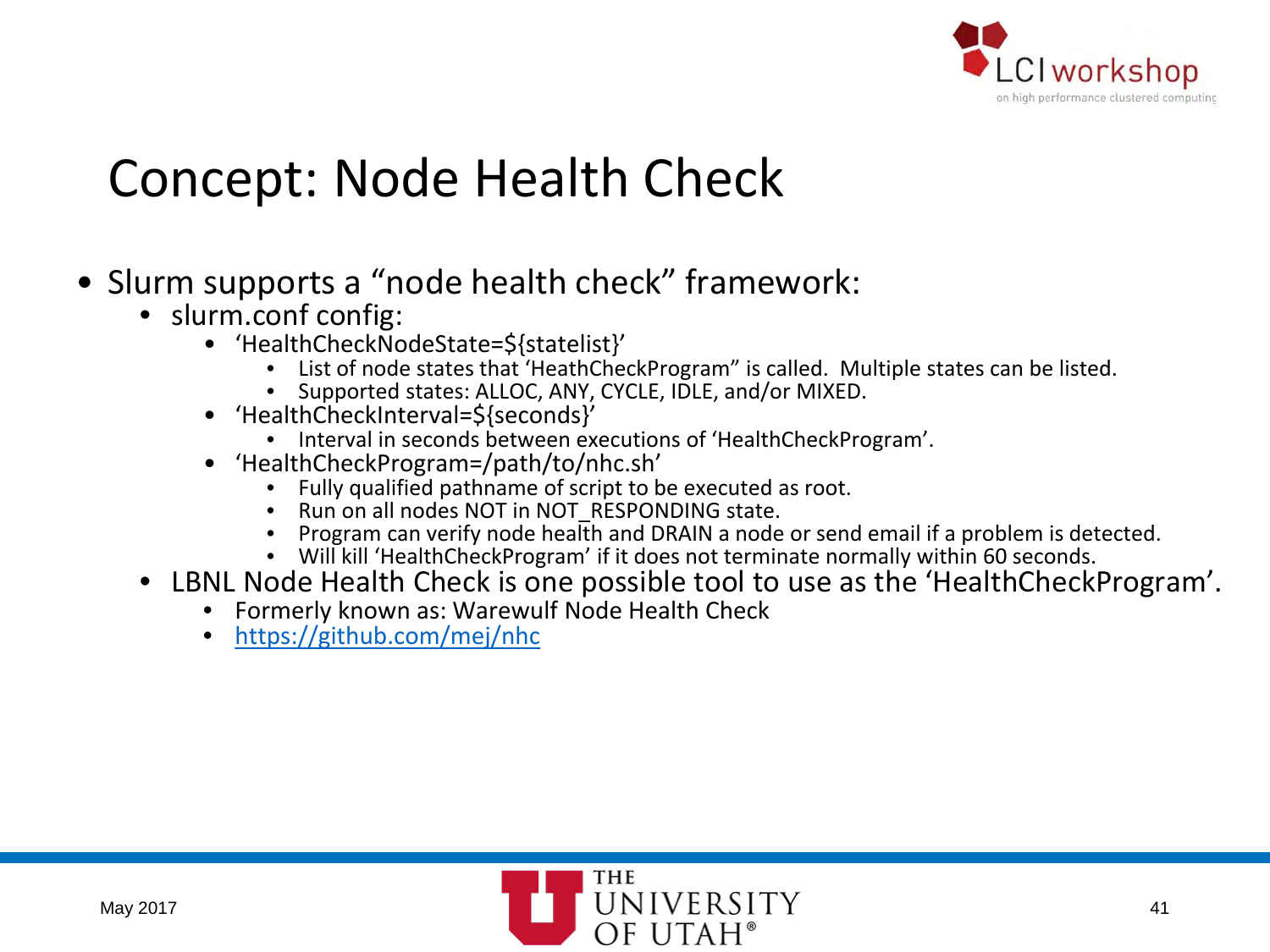# Concept: Node Health Check

- Slurm supports a "node health check" framework:
  - slurm.conf config:
    - 'HealthCheckNodeState=${statelist}'
      - List of node states that 'HeathCheckProgram" is called. Multiple states can be listed.
      - Supported states: ALLOC, ANY, CYCLE, IDLE, and/or MIXED.
    - 'HealthCheckInterval=${seconds}'
      - Interval in seconds between executions of 'HealthCheckProgram'.
    - 'HealthCheckProgram=/path/to/nhc.sh'
      - Fully qualified pathname of script to be executed as root.
      - Run on all nodes NOT in NOT_RESPONDING state.
      - Program can verify node health and DRAIN a node or send email if a problem is detected.
      - Will kill 'HealthCheckProgram' if it does not terminate normally within 60 seconds.
  - LBNL Node Health Check is one possible tool to use as the 'HealthCheckProgram'.
    - Formerly known as: Warewulf Node Health Check
    - https://github.com/mej/nhc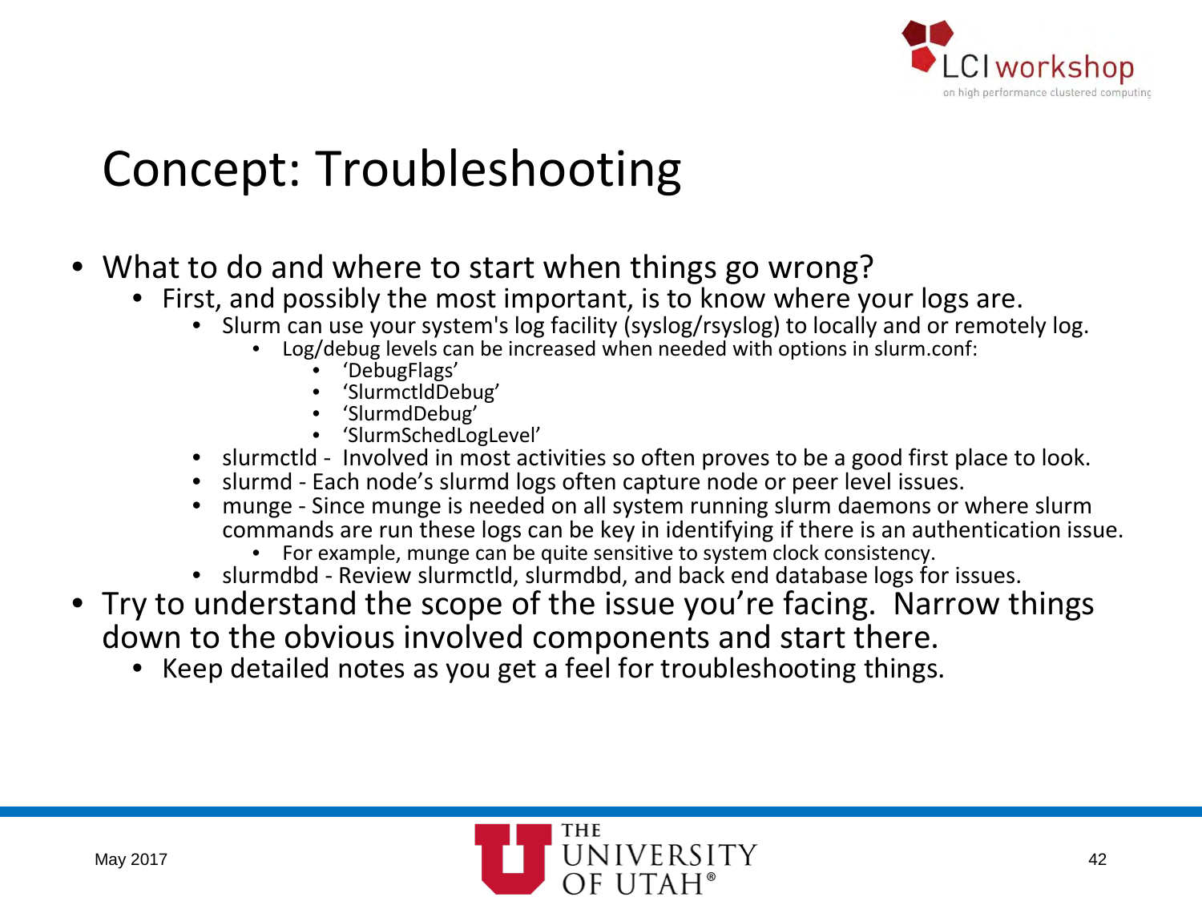# Concept: Troubleshooting

- What to do and where to start when things go wrong?
  - First, and possibly the most important, is to know where your logs are.
    - Slurm can use your system's log facility (syslog/rsyslog) to locally and or remotely log.
      - Log/debug levels can be increased when needed with options in slurm.conf:
        - 'DebugFlags'
        - 'SlurmctldDebug'
        - 'SlurmdDebug'
        - 'SlurmSchedLogLevel'
    - slurmctld - Involved in most activities so often proves to be a good first place to look.
    - slurmd - Each node's slurmd logs often capture node or peer level issues.
    - munge - Since munge is needed on all system running slurm daemons or where slurm commands are run these logs can be key in identifying if there is an authentication issue.
      - For example, munge can be quite sensitive to system clock consistency.
    - slurmdbd - Review slurmctld, slurmdbd, and back end database logs for issues.
- Try to understand the scope of the issue you're facing. Narrow things down to the obvious involved components and start there.
  - Keep detailed notes as you get a feel for troubleshooting things.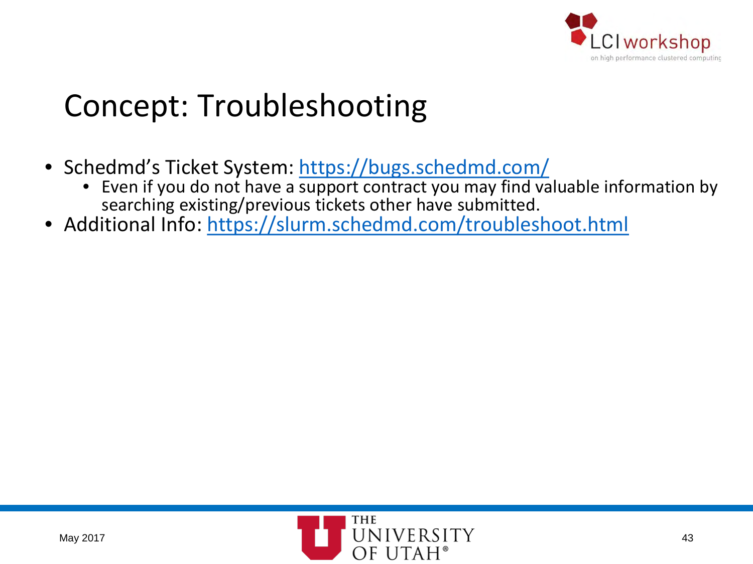# Concept: Troubleshooting

- Schedmd's Ticket System: https://bugs.schedmd.com/
  - Even if you do not have a support contract you may find valuable information by searching existing/previous tickets other have submitted.
- Additional Info: https://slurm.schedmd.com/troubleshoot.html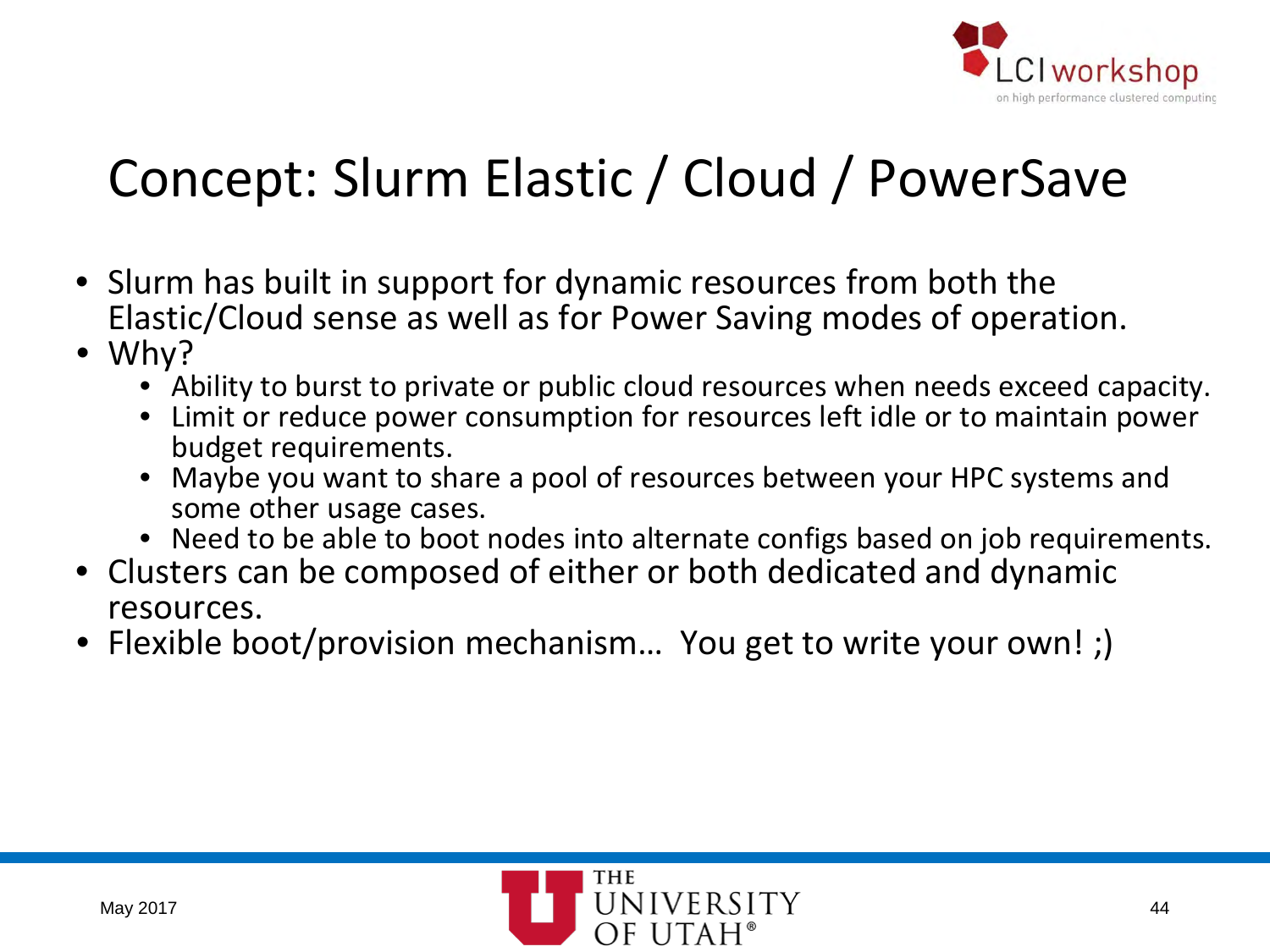# Concept: Slurm Elastic / Cloud / PowerSave

- Slurm has built in support for dynamic resources from both the Elastic/Cloud sense as well as for Power Saving modes of operation.
- Why?
  - Ability to burst to private or public cloud resources when needs exceed capacity.
  - Limit or reduce power consumption for resources left idle or to maintain power budget requirements.
  - Maybe you want to share a pool of resources between your HPC systems and some other usage cases.
  - Need to be able to boot nodes into alternate configs based on job requirements.
- Clusters can be composed of either or both dedicated and dynamic resources.
- Flexible boot/provision mechanism… You get to write your own! ;)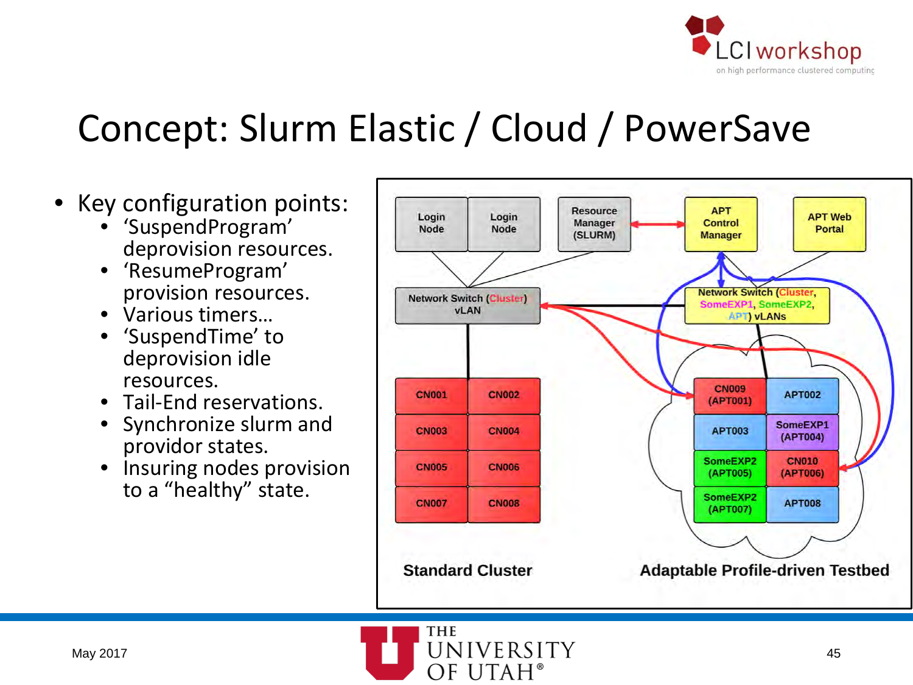# Concept: Slurm Elastic / Cloud / PowerSave

- Key configuration points:
  - ‘SuspendProgram’ deprovision resources.
  - ‘ResumeProgram’ provision resources.
  - Various timers…
  - ‘SuspendTime’ to deprovision idle resources.
  - Tail-End reservations.
  - Synchronize slurm and providor states.
  - Insuring nodes provision to a “healthy” state.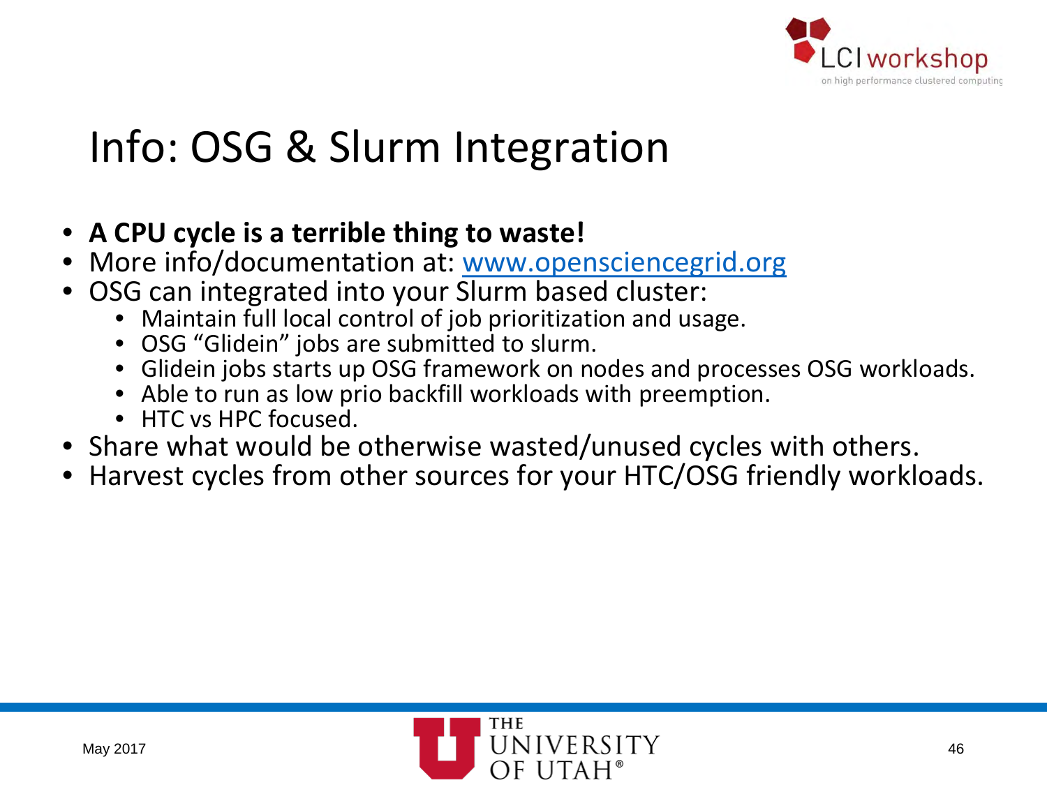# Info: OSG & Slurm Integration

- **A CPU cycle is a terrible thing to waste!**
- More info/documentation at: [www.opensciencegrid.org](http://www.opensciencegrid.org)
- OSG can integrated into your Slurm based cluster:
  - Maintain full local control of job prioritization and usage.
  - OSG “Glidein” jobs are submitted to slurm.
  - Glidein jobs starts up OSG framework on nodes and processes OSG workloads.
  - Able to run as low prio backfill workloads with preemption.
  - HTC vs HPC focused.
- Share what would be otherwise wasted/unused cycles with others.
- Harvest cycles from other sources for your HTC/OSG friendly workloads.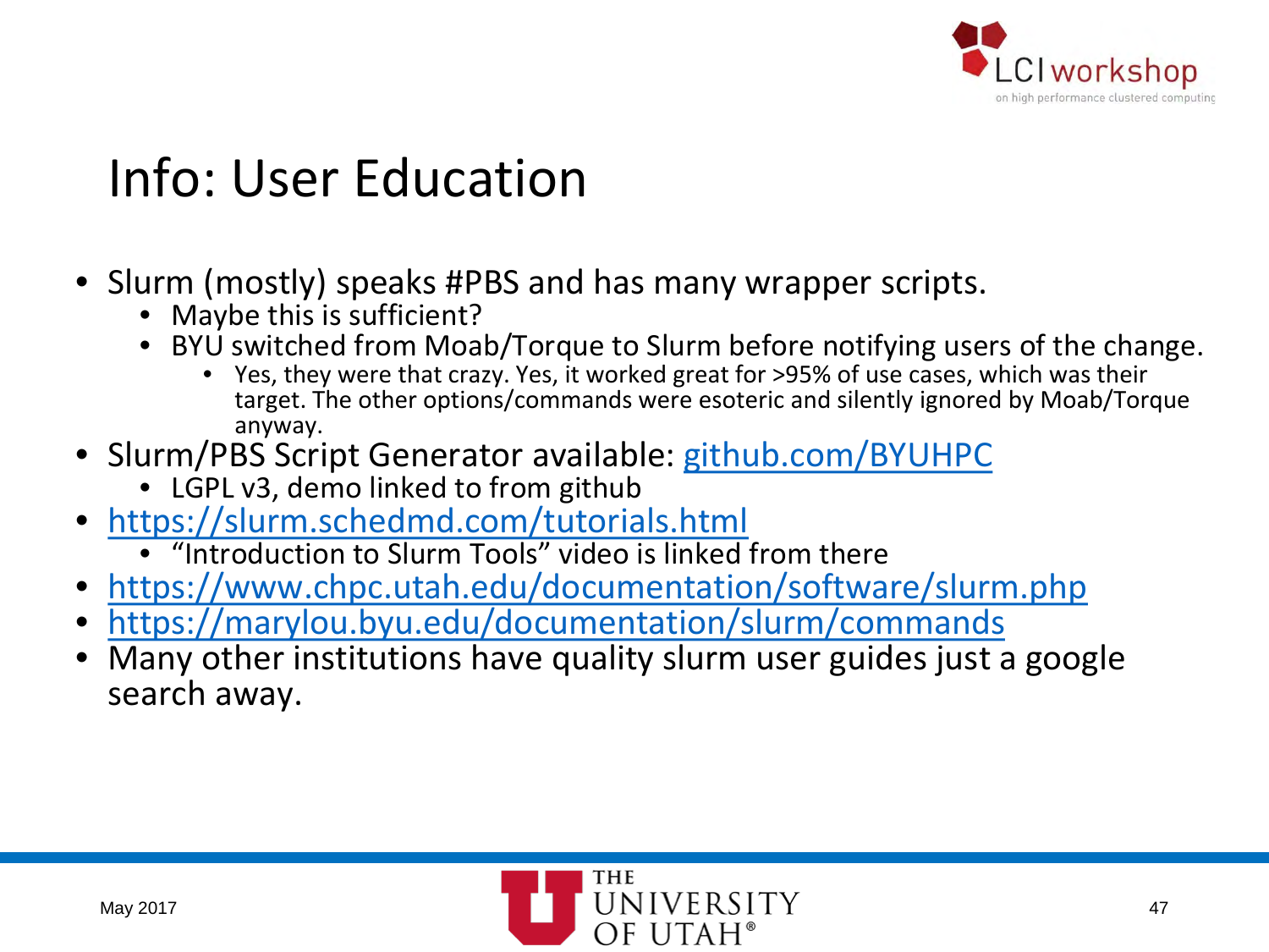# Info: User Education

- Slurm (mostly) speaks #PBS and has many wrapper scripts.
  - Maybe this is sufficient?
  - BYU switched from Moab/Torque to Slurm before notifying users of the change.
    - Yes, they were that crazy. Yes, it worked great for >95% of use cases, which was their target. The other options/commands were esoteric and silently ignored by Moab/Torque anyway.
- Slurm/PBS Script Generator available: [github.com/BYUHPC](https://github.com/BYUHPC)
  - LGPL v3, demo linked to from github
- [https://slurm.schedmd.com/tutorials.html](https://slurm.schedmd.com/tutorials.html)
  - "Introduction to Slurm Tools" video is linked from there
- [https://www.chpc.utah.edu/documentation/software/slurm.php](https://www.chpc.utah.edu/documentation/software/slurm.php)
- [https://marylou.byu.edu/documentation/slurm/commands](https://marylou.byu.edu/documentation/slurm/commands)
- Many other institutions have quality slurm user guides just a google search away.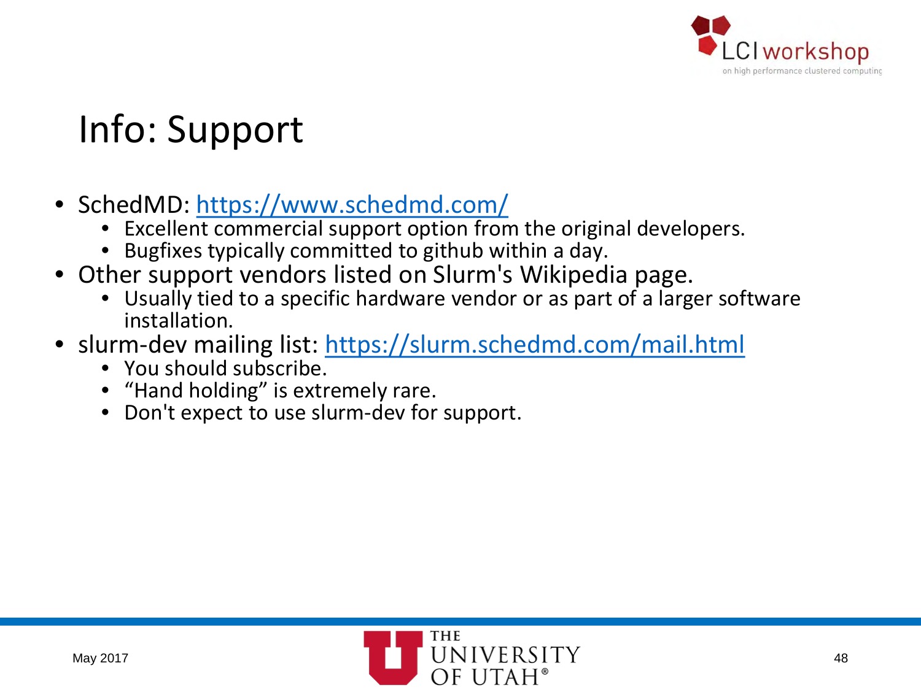# Info: Support

- SchedMD: https://www.schedmd.com/
  - Excellent commercial support option from the original developers.
  - Bugfixes typically committed to github within a day.
- Other support vendors listed on Slurm's Wikipedia page.
  - Usually tied to a specific hardware vendor or as part of a larger software installation.
- slurm-dev mailing list: https://slurm.schedmd.com/mail.html
  - You should subscribe.
  - “Hand holding” is extremely rare.
  - Don't expect to use slurm-dev for support.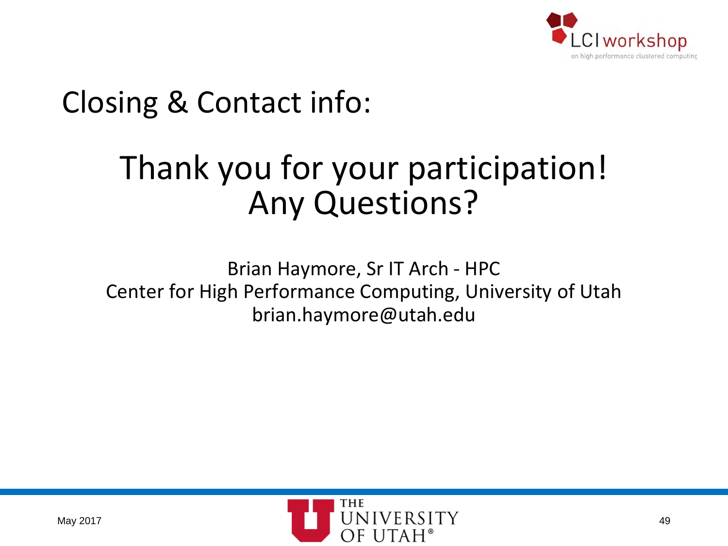# Closing & Contact info:

## Thank you for your participation!
## Any Questions?

Brian Haymore, Sr IT Arch - HPC
Center for High Performance Computing, University of Utah
brian.haymore@utah.edu